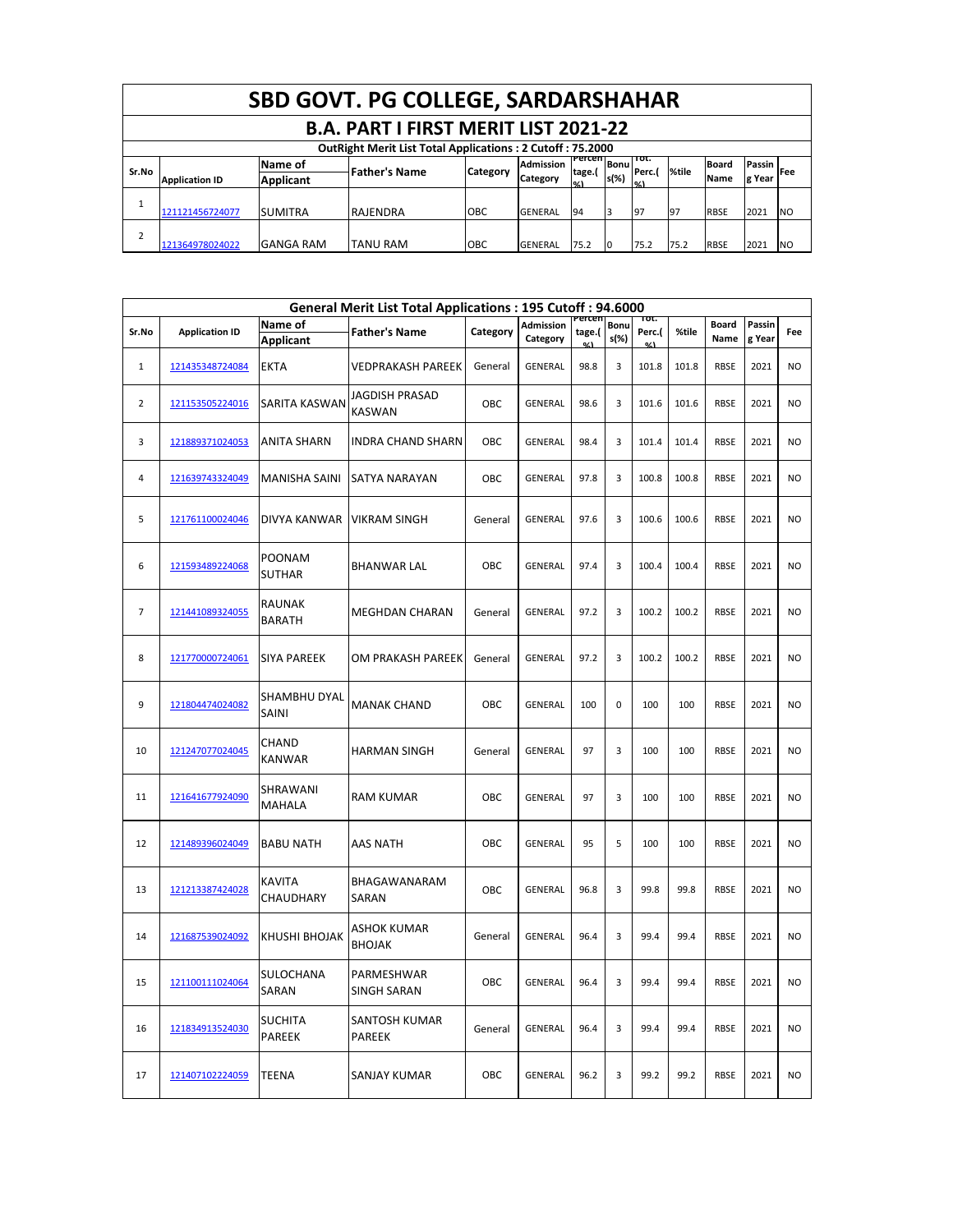# SBD GOVT. PG COLLEGE, SARDARSHAHAR

## B.A. PART I FIRST MERIT LIST 2021-22

**OutRight Merit List Total Applications : 2 Cutoff : 75.2000**

| Sr.No | Application ID | Name of Applicant | Father's Name | Category | Admission Category | Percentage.(%) | Bonus(%) | Tot. Perc.(%) | %tile | Board Name | Passing Year | Fee |
|---|---|---|---|---|---|---|---|---|---|---|---|---|
| 1 | 121121456724077 | SUMITRA | RAJENDRA | OBC | GENERAL | 94 | 3 | 97 | 97 | RBSE | 2021 | NO |
| 2 | 121364978024022 | GANGA RAM | TANU RAM | OBC | GENERAL | 75.2 | 0 | 75.2 | 75.2 | RBSE | 2021 | NO |

**General Merit List Total Applications : 195 Cutoff : 94.6000**

| Sr.No | Application ID | Name of Applicant | Father's Name | Category | Admission Category | Percentage.(%) | Bonus(%) | Tot. Perc.(%) | %tile | Board Name | Passing Year | Fee |
|---|---|---|---|---|---|---|---|---|---|---|---|---|
| 1 | 121435348724084 | EKTA | VEDPRAKASH PAREEK | General | GENERAL | 98.8 | 3 | 101.8 | 101.8 | RBSE | 2021 | NO |
| 2 | 121153505224016 | SARITA KASWAN | JAGDISH PRASAD KASWAN | OBC | GENERAL | 98.6 | 3 | 101.6 | 101.6 | RBSE | 2021 | NO |
| 3 | 121889371024053 | ANITA SHARN | INDRA CHAND SHARN | OBC | GENERAL | 98.4 | 3 | 101.4 | 101.4 | RBSE | 2021 | NO |
| 4 | 121639743324049 | MANISHA SAINI | SATYA NARAYAN | OBC | GENERAL | 97.8 | 3 | 100.8 | 100.8 | RBSE | 2021 | NO |
| 5 | 121761100024046 | DIVYA KANWAR | VIKRAM SINGH | General | GENERAL | 97.6 | 3 | 100.6 | 100.6 | RBSE | 2021 | NO |
| 6 | 121593489224068 | POONAM SUTHAR | BHANWAR LAL | OBC | GENERAL | 97.4 | 3 | 100.4 | 100.4 | RBSE | 2021 | NO |
| 7 | 121441089324055 | RAUNAK BARATH | MEGHDAN CHARAN | General | GENERAL | 97.2 | 3 | 100.2 | 100.2 | RBSE | 2021 | NO |
| 8 | 121770000724061 | SIYA PAREEK | OM PRAKASH PAREEK | General | GENERAL | 97.2 | 3 | 100.2 | 100.2 | RBSE | 2021 | NO |
| 9 | 121804474024082 | SHAMBHU DYAL SAINI | MANAK CHAND | OBC | GENERAL | 100 | 0 | 100 | 100 | RBSE | 2021 | NO |
| 10 | 121247077024045 | CHAND KANWAR | HARMAN SINGH | General | GENERAL | 97 | 3 | 100 | 100 | RBSE | 2021 | NO |
| 11 | 121641677924090 | SHRAWANI MAHALA | RAM KUMAR | OBC | GENERAL | 97 | 3 | 100 | 100 | RBSE | 2021 | NO |
| 12 | 121489396024049 | BABU NATH | AAS NATH | OBC | GENERAL | 95 | 5 | 100 | 100 | RBSE | 2021 | NO |
| 13 | 121213387424028 | KAVITA CHAUDHARY | BHAGAWANARAM SARAN | OBC | GENERAL | 96.8 | 3 | 99.8 | 99.8 | RBSE | 2021 | NO |
| 14 | 121687539024092 | KHUSHI BHOJAK | ASHOK KUMAR BHOJAK | General | GENERAL | 96.4 | 3 | 99.4 | 99.4 | RBSE | 2021 | NO |
| 15 | 121100111024064 | SULOCHANA SARAN | PARMESHWAR SINGH SARAN | OBC | GENERAL | 96.4 | 3 | 99.4 | 99.4 | RBSE | 2021 | NO |
| 16 | 121834913524030 | SUCHITA PAREEK | SANTOSH KUMAR PAREEK | General | GENERAL | 96.4 | 3 | 99.4 | 99.4 | RBSE | 2021 | NO |
| 17 | 121407102224059 | TEENA | SANJAY KUMAR | OBC | GENERAL | 96.2 | 3 | 99.2 | 99.2 | RBSE | 2021 | NO |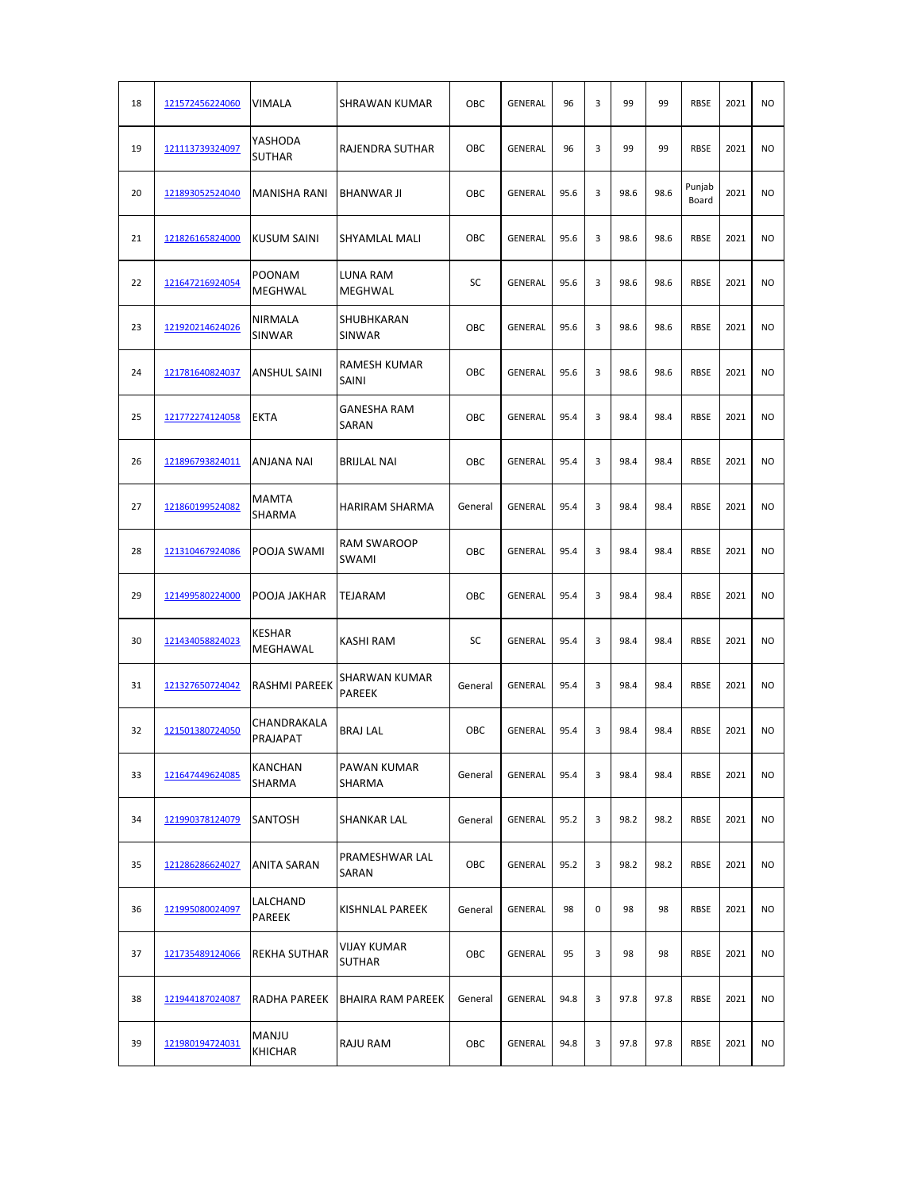| | | | | | | | | | | | | |
|---|---|---|---|---|---|---|---|---|---|---|---|---|
| 18 | 121572456224060 | VIMALA | SHRAWAN KUMAR | OBC | GENERAL | 96 | 3 | 99 | 99 | RBSE | 2021 | NO |
| 19 | 121113739324097 | YASHODA SUTHAR | RAJENDRA SUTHAR | OBC | GENERAL | 96 | 3 | 99 | 99 | RBSE | 2021 | NO |
| 20 | 121893052524040 | MANISHA RANI | BHANWAR JI | OBC | GENERAL | 95.6 | 3 | 98.6 | 98.6 | Punjab Board | 2021 | NO |
| 21 | 121826165824000 | KUSUM SAINI | SHYAMLAL MALI | OBC | GENERAL | 95.6 | 3 | 98.6 | 98.6 | RBSE | 2021 | NO |
| 22 | 121647216924054 | POONAM MEGHWAL | LUNA RAM MEGHWAL | SC | GENERAL | 95.6 | 3 | 98.6 | 98.6 | RBSE | 2021 | NO |
| 23 | 121920214624026 | NIRMALA SINWAR | SHUBHKARAN SINWAR | OBC | GENERAL | 95.6 | 3 | 98.6 | 98.6 | RBSE | 2021 | NO |
| 24 | 121781640824037 | ANSHUL SAINI | RAMESH KUMAR SAINI | OBC | GENERAL | 95.6 | 3 | 98.6 | 98.6 | RBSE | 2021 | NO |
| 25 | 121772274124058 | EKTA | GANESHA RAM SARAN | OBC | GENERAL | 95.4 | 3 | 98.4 | 98.4 | RBSE | 2021 | NO |
| 26 | 121896793824011 | ANJANA NAI | BRIJLAL NAI | OBC | GENERAL | 95.4 | 3 | 98.4 | 98.4 | RBSE | 2021 | NO |
| 27 | 121860199524082 | MAMTA SHARMA | HARIRAM SHARMA | General | GENERAL | 95.4 | 3 | 98.4 | 98.4 | RBSE | 2021 | NO |
| 28 | 121310467924086 | POOJA SWAMI | RAM SWAROOP SWAMI | OBC | GENERAL | 95.4 | 3 | 98.4 | 98.4 | RBSE | 2021 | NO |
| 29 | 121499580224000 | POOJA JAKHAR | TEJARAM | OBC | GENERAL | 95.4 | 3 | 98.4 | 98.4 | RBSE | 2021 | NO |
| 30 | 121434058824023 | KESHAR MEGHAWAL | KASHI RAM | SC | GENERAL | 95.4 | 3 | 98.4 | 98.4 | RBSE | 2021 | NO |
| 31 | 121327650724042 | RASHMI PAREEK | SHARWAN KUMAR PAREEK | General | GENERAL | 95.4 | 3 | 98.4 | 98.4 | RBSE | 2021 | NO |
| 32 | 121501380724050 | CHANDRAKALA PRAJAPAT | BRAJ LAL | OBC | GENERAL | 95.4 | 3 | 98.4 | 98.4 | RBSE | 2021 | NO |
| 33 | 121647449624085 | KANCHAN SHARMA | PAWAN KUMAR SHARMA | General | GENERAL | 95.4 | 3 | 98.4 | 98.4 | RBSE | 2021 | NO |
| 34 | 121990378124079 | SANTOSH | SHANKAR LAL | General | GENERAL | 95.2 | 3 | 98.2 | 98.2 | RBSE | 2021 | NO |
| 35 | 121286286624027 | ANITA SARAN | PRAMESHWAR LAL SARAN | OBC | GENERAL | 95.2 | 3 | 98.2 | 98.2 | RBSE | 2021 | NO |
| 36 | 121995080024097 | LALCHAND PAREEK | KISHNLAL PAREEK | General | GENERAL | 98 | 0 | 98 | 98 | RBSE | 2021 | NO |
| 37 | 121735489124066 | REKHA SUTHAR | VIJAY KUMAR SUTHAR | OBC | GENERAL | 95 | 3 | 98 | 98 | RBSE | 2021 | NO |
| 38 | 121944187024087 | RADHA PAREEK | BHAIRA RAM PAREEK | General | GENERAL | 94.8 | 3 | 97.8 | 97.8 | RBSE | 2021 | NO |
| 39 | 121980194724031 | MANJU KHICHAR | RAJU RAM | OBC | GENERAL | 94.8 | 3 | 97.8 | 97.8 | RBSE | 2021 | NO |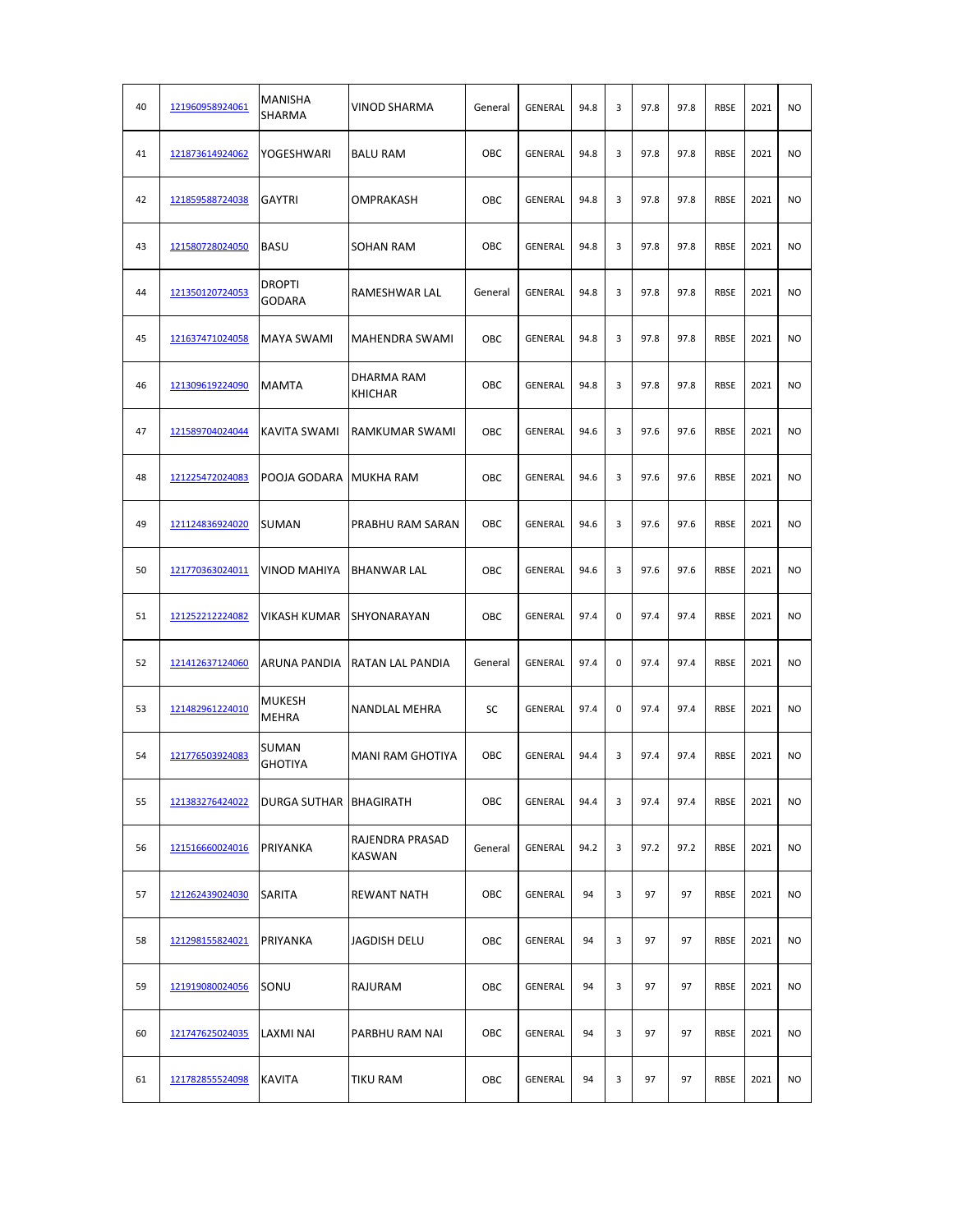| | | | | | | | | | | | | |
|---|---|---|---|---|---|---|---|---|---|---|---|---|
| 40 | 121960958924061 | MANISHA SHARMA | VINOD SHARMA | General | GENERAL | 94.8 | 3 | 97.8 | 97.8 | RBSE | 2021 | NO |
| 41 | 121873614924062 | YOGESHWARI | BALU RAM | OBC | GENERAL | 94.8 | 3 | 97.8 | 97.8 | RBSE | 2021 | NO |
| 42 | 121859588724038 | GAYTRI | OMPRAKASH | OBC | GENERAL | 94.8 | 3 | 97.8 | 97.8 | RBSE | 2021 | NO |
| 43 | 121580728024050 | BASU | SOHAN RAM | OBC | GENERAL | 94.8 | 3 | 97.8 | 97.8 | RBSE | 2021 | NO |
| 44 | 121350120724053 | DROPTI GODARA | RAMESHWAR LAL | General | GENERAL | 94.8 | 3 | 97.8 | 97.8 | RBSE | 2021 | NO |
| 45 | 121637471024058 | MAYA SWAMI | MAHENDRA SWAMI | OBC | GENERAL | 94.8 | 3 | 97.8 | 97.8 | RBSE | 2021 | NO |
| 46 | 121309619224090 | MAMTA | DHARMA RAM KHICHAR | OBC | GENERAL | 94.8 | 3 | 97.8 | 97.8 | RBSE | 2021 | NO |
| 47 | 121589704024044 | KAVITA SWAMI | RAMKUMAR SWAMI | OBC | GENERAL | 94.6 | 3 | 97.6 | 97.6 | RBSE | 2021 | NO |
| 48 | 121225472024083 | POOJA GODARA | MUKHA RAM | OBC | GENERAL | 94.6 | 3 | 97.6 | 97.6 | RBSE | 2021 | NO |
| 49 | 121124836924020 | SUMAN | PRABHU RAM SARAN | OBC | GENERAL | 94.6 | 3 | 97.6 | 97.6 | RBSE | 2021 | NO |
| 50 | 121770363024011 | VINOD MAHIYA | BHANWAR LAL | OBC | GENERAL | 94.6 | 3 | 97.6 | 97.6 | RBSE | 2021 | NO |
| 51 | 121252212224082 | VIKASH KUMAR | SHYONARAYAN | OBC | GENERAL | 97.4 | 0 | 97.4 | 97.4 | RBSE | 2021 | NO |
| 52 | 121412637124060 | ARUNA PANDIA | RATAN LAL PANDIA | General | GENERAL | 97.4 | 0 | 97.4 | 97.4 | RBSE | 2021 | NO |
| 53 | 121482961224010 | MUKESH MEHRA | NANDLAL MEHRA | SC | GENERAL | 97.4 | 0 | 97.4 | 97.4 | RBSE | 2021 | NO |
| 54 | 121776503924083 | SUMAN GHOTIYA | MANI RAM GHOTIYA | OBC | GENERAL | 94.4 | 3 | 97.4 | 97.4 | RBSE | 2021 | NO |
| 55 | 121383276424022 | DURGA SUTHAR | BHAGIRATH | OBC | GENERAL | 94.4 | 3 | 97.4 | 97.4 | RBSE | 2021 | NO |
| 56 | 121516660024016 | PRIYANKA | RAJENDRA PRASAD KASWAN | General | GENERAL | 94.2 | 3 | 97.2 | 97.2 | RBSE | 2021 | NO |
| 57 | 121262439024030 | SARITA | REWANT NATH | OBC | GENERAL | 94 | 3 | 97 | 97 | RBSE | 2021 | NO |
| 58 | 121298155824021 | PRIYANKA | JAGDISH DELU | OBC | GENERAL | 94 | 3 | 97 | 97 | RBSE | 2021 | NO |
| 59 | 121919080024056 | SONU | RAJURAM | OBC | GENERAL | 94 | 3 | 97 | 97 | RBSE | 2021 | NO |
| 60 | 121747625024035 | LAXMI NAI | PARBHU RAM NAI | OBC | GENERAL | 94 | 3 | 97 | 97 | RBSE | 2021 | NO |
| 61 | 121782855524098 | KAVITA | TIKU RAM | OBC | GENERAL | 94 | 3 | 97 | 97 | RBSE | 2021 | NO |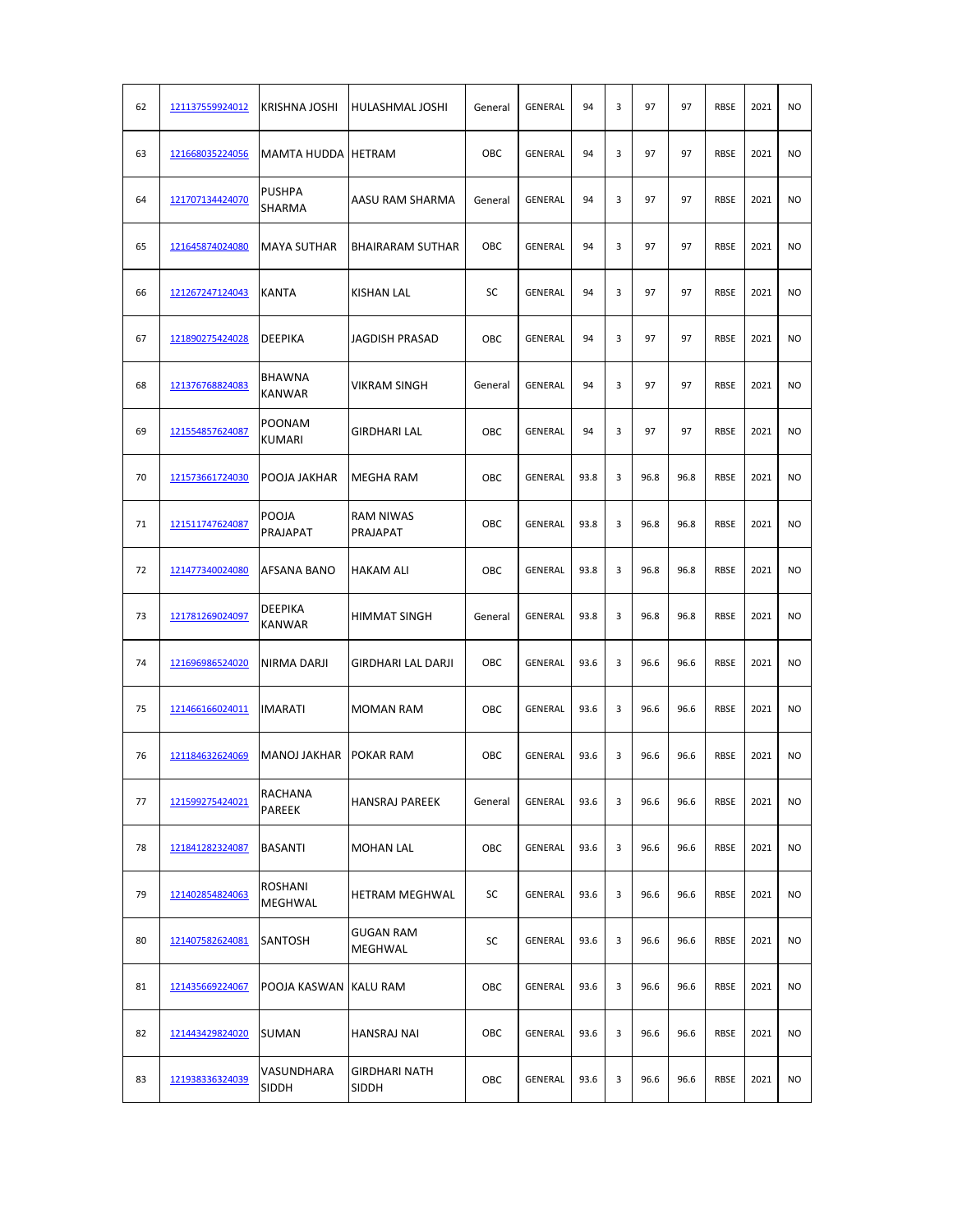| 62 | 121137559924012 | KRISHNA JOSHI | HULASHMAL JOSHI | General | GENERAL | 94 | 3 | 97 | 97 | RBSE | 2021 | NO |
|---|---|---|---|---|---|---|---|---|---|---|---|---|
| 63 | 121668035224056 | MAMTA HUDDA | HETRAM | OBC | GENERAL | 94 | 3 | 97 | 97 | RBSE | 2021 | NO |
| 64 | 121707134424070 | PUSHPA SHARMA | AASU RAM SHARMA | General | GENERAL | 94 | 3 | 97 | 97 | RBSE | 2021 | NO |
| 65 | 121645874024080 | MAYA SUTHAR | BHAIRARAM SUTHAR | OBC | GENERAL | 94 | 3 | 97 | 97 | RBSE | 2021 | NO |
| 66 | 121267247124043 | KANTA | KISHAN LAL | SC | GENERAL | 94 | 3 | 97 | 97 | RBSE | 2021 | NO |
| 67 | 121890275424028 | DEEPIKA | JAGDISH PRASAD | OBC | GENERAL | 94 | 3 | 97 | 97 | RBSE | 2021 | NO |
| 68 | 121376768824083 | BHAWNA KANWAR | VIKRAM SINGH | General | GENERAL | 94 | 3 | 97 | 97 | RBSE | 2021 | NO |
| 69 | 121554857624087 | POONAM KUMARI | GIRDHARI LAL | OBC | GENERAL | 94 | 3 | 97 | 97 | RBSE | 2021 | NO |
| 70 | 121573661724030 | POOJA JAKHAR | MEGHA RAM | OBC | GENERAL | 93.8 | 3 | 96.8 | 96.8 | RBSE | 2021 | NO |
| 71 | 121511747624087 | POOJA PRAJAPAT | RAM NIWAS PRAJAPAT | OBC | GENERAL | 93.8 | 3 | 96.8 | 96.8 | RBSE | 2021 | NO |
| 72 | 121477340024080 | AFSANA BANO | HAKAM ALI | OBC | GENERAL | 93.8 | 3 | 96.8 | 96.8 | RBSE | 2021 | NO |
| 73 | 121781269024097 | DEEPIKA KANWAR | HIMMAT SINGH | General | GENERAL | 93.8 | 3 | 96.8 | 96.8 | RBSE | 2021 | NO |
| 74 | 121696986524020 | NIRMA DARJI | GIRDHARI LAL DARJI | OBC | GENERAL | 93.6 | 3 | 96.6 | 96.6 | RBSE | 2021 | NO |
| 75 | 121466166024011 | IMARATI | MOMAN RAM | OBC | GENERAL | 93.6 | 3 | 96.6 | 96.6 | RBSE | 2021 | NO |
| 76 | 121184632624069 | MANOJ JAKHAR | POKAR RAM | OBC | GENERAL | 93.6 | 3 | 96.6 | 96.6 | RBSE | 2021 | NO |
| 77 | 121599275424021 | RACHANA PAREEK | HANSRAJ PAREEK | General | GENERAL | 93.6 | 3 | 96.6 | 96.6 | RBSE | 2021 | NO |
| 78 | 121841282324087 | BASANTI | MOHAN LAL | OBC | GENERAL | 93.6 | 3 | 96.6 | 96.6 | RBSE | 2021 | NO |
| 79 | 121402854824063 | ROSHANI MEGHWAL | HETRAM MEGHWAL | SC | GENERAL | 93.6 | 3 | 96.6 | 96.6 | RBSE | 2021 | NO |
| 80 | 121407582624081 | SANTOSH | GUGAN RAM MEGHWAL | SC | GENERAL | 93.6 | 3 | 96.6 | 96.6 | RBSE | 2021 | NO |
| 81 | 121435669224067 | POOJA KASWAN | KALU RAM | OBC | GENERAL | 93.6 | 3 | 96.6 | 96.6 | RBSE | 2021 | NO |
| 82 | 121443429824020 | SUMAN | HANSRAJ NAI | OBC | GENERAL | 93.6 | 3 | 96.6 | 96.6 | RBSE | 2021 | NO |
| 83 | 121938336324039 | VASUNDHARA SIDDH | GIRDHARI NATH SIDDH | OBC | GENERAL | 93.6 | 3 | 96.6 | 96.6 | RBSE | 2021 | NO |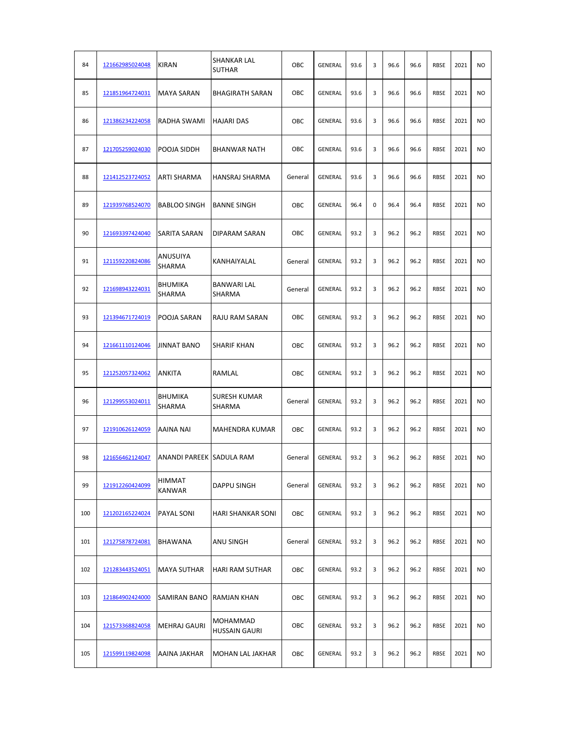| | | | | | | | | | | | | |
|---|---|---|---|---|---|---|---|---|---|---|---|---|
| 84 | 121662985024048 | KIRAN | SHANKAR LAL SUTHAR | OBC | GENERAL | 93.6 | 3 | 96.6 | 96.6 | RBSE | 2021 | NO |
| 85 | 121851964724031 | MAYA SARAN | BHAGIRATH SARAN | OBC | GENERAL | 93.6 | 3 | 96.6 | 96.6 | RBSE | 2021 | NO |
| 86 | 121386234224058 | RADHA SWAMI | HAJARI DAS | OBC | GENERAL | 93.6 | 3 | 96.6 | 96.6 | RBSE | 2021 | NO |
| 87 | 121705259024030 | POOJA SIDDH | BHANWAR NATH | OBC | GENERAL | 93.6 | 3 | 96.6 | 96.6 | RBSE | 2021 | NO |
| 88 | 121412523724052 | ARTI SHARMA | HANSRAJ SHARMA | General | GENERAL | 93.6 | 3 | 96.6 | 96.6 | RBSE | 2021 | NO |
| 89 | 121939768524070 | BABLOO SINGH | BANNE SINGH | OBC | GENERAL | 96.4 | 0 | 96.4 | 96.4 | RBSE | 2021 | NO |
| 90 | 121693397424040 | SARITA SARAN | DIPARAM SARAN | OBC | GENERAL | 93.2 | 3 | 96.2 | 96.2 | RBSE | 2021 | NO |
| 91 | 121159220824086 | ANUSUIYA SHARMA | KANHAIYALAL | General | GENERAL | 93.2 | 3 | 96.2 | 96.2 | RBSE | 2021 | NO |
| 92 | 121698943224031 | BHUMIKA SHARMA | BANWARI LAL SHARMA | General | GENERAL | 93.2 | 3 | 96.2 | 96.2 | RBSE | 2021 | NO |
| 93 | 121394671724019 | POOJA SARAN | RAJU RAM SARAN | OBC | GENERAL | 93.2 | 3 | 96.2 | 96.2 | RBSE | 2021 | NO |
| 94 | 121661110124046 | JINNAT BANO | SHARIF KHAN | OBC | GENERAL | 93.2 | 3 | 96.2 | 96.2 | RBSE | 2021 | NO |
| 95 | 121252057324062 | ANKITA | RAMLAL | OBC | GENERAL | 93.2 | 3 | 96.2 | 96.2 | RBSE | 2021 | NO |
| 96 | 121299553024011 | BHUMIKA SHARMA | SURESH KUMAR SHARMA | General | GENERAL | 93.2 | 3 | 96.2 | 96.2 | RBSE | 2021 | NO |
| 97 | 121910626124059 | AAINA NAI | MAHENDRA KUMAR | OBC | GENERAL | 93.2 | 3 | 96.2 | 96.2 | RBSE | 2021 | NO |
| 98 | 121656462124047 | ANANDI PAREEK | SADULA RAM | General | GENERAL | 93.2 | 3 | 96.2 | 96.2 | RBSE | 2021 | NO |
| 99 | 121912260424099 | HIMMAT KANWAR | DAPPU SINGH | General | GENERAL | 93.2 | 3 | 96.2 | 96.2 | RBSE | 2021 | NO |
| 100 | 121202165224024 | PAYAL SONI | HARI SHANKAR SONI | OBC | GENERAL | 93.2 | 3 | 96.2 | 96.2 | RBSE | 2021 | NO |
| 101 | 121275878724081 | BHAWANA | ANU SINGH | General | GENERAL | 93.2 | 3 | 96.2 | 96.2 | RBSE | 2021 | NO |
| 102 | 121283443524051 | MAYA SUTHAR | HARI RAM SUTHAR | OBC | GENERAL | 93.2 | 3 | 96.2 | 96.2 | RBSE | 2021 | NO |
| 103 | 121864902424000 | SAMIRAN BANO | RAMJAN KHAN | OBC | GENERAL | 93.2 | 3 | 96.2 | 96.2 | RBSE | 2021 | NO |
| 104 | 121573368824058 | MEHRAJ GAURI | MOHAMMAD HUSSAIN GAURI | OBC | GENERAL | 93.2 | 3 | 96.2 | 96.2 | RBSE | 2021 | NO |
| 105 | 121599119824098 | AAINA JAKHAR | MOHAN LAL JAKHAR | OBC | GENERAL | 93.2 | 3 | 96.2 | 96.2 | RBSE | 2021 | NO |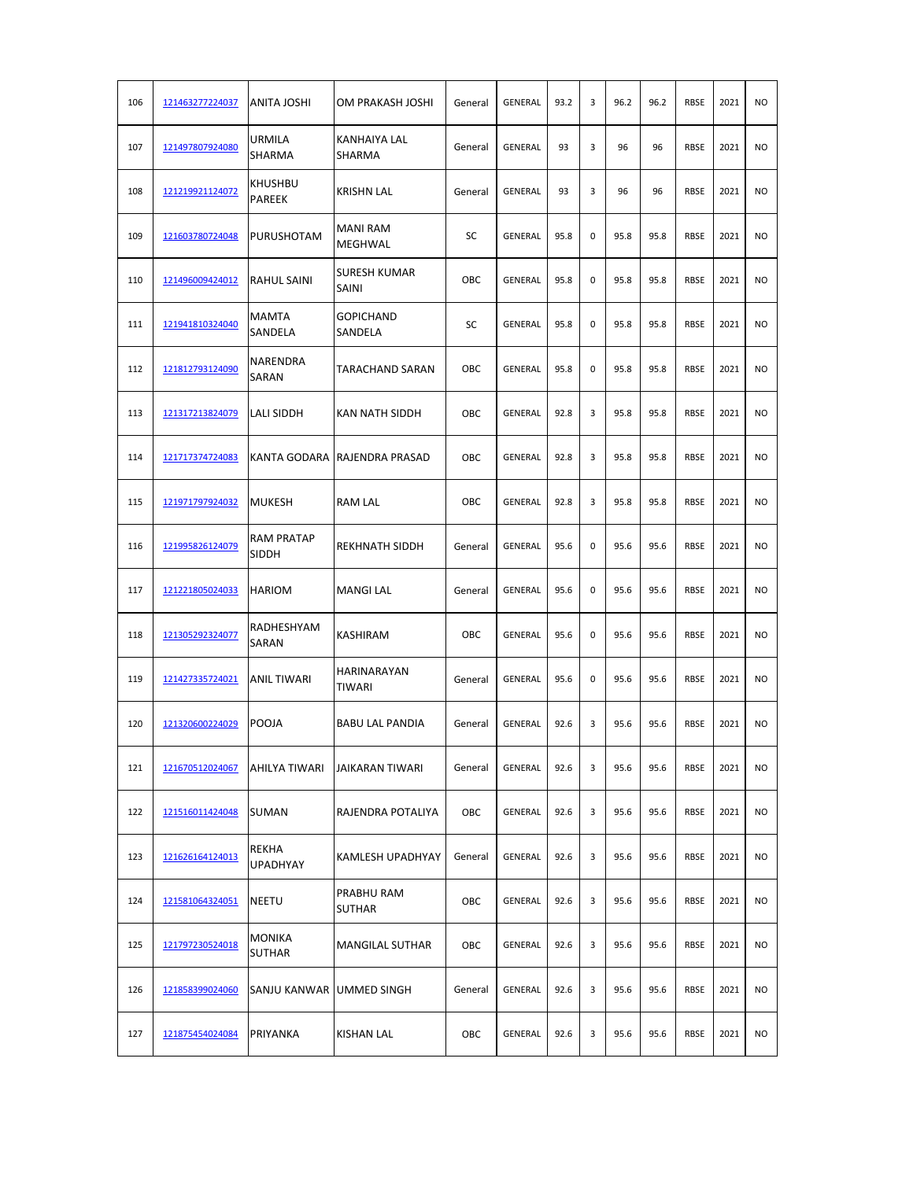| | | | | | | | | | | | | |
|---|---|---|---|---|---|---|---|---|---|---|---|---|
| 106 | 121463277224037 | ANITA JOSHI | OM PRAKASH JOSHI | General | GENERAL | 93.2 | 3 | 96.2 | 96.2 | RBSE | 2021 | NO |
| 107 | 121497807924080 | URMILA SHARMA | KANHAIYA LAL SHARMA | General | GENERAL | 93 | 3 | 96 | 96 | RBSE | 2021 | NO |
| 108 | 121219921124072 | KHUSHBU PAREEK | KRISHN LAL | General | GENERAL | 93 | 3 | 96 | 96 | RBSE | 2021 | NO |
| 109 | 121603780724048 | PURUSHOTAM | MANI RAM MEGHWAL | SC | GENERAL | 95.8 | 0 | 95.8 | 95.8 | RBSE | 2021 | NO |
| 110 | 121496009424012 | RAHUL SAINI | SURESH KUMAR SAINI | OBC | GENERAL | 95.8 | 0 | 95.8 | 95.8 | RBSE | 2021 | NO |
| 111 | 121941810324040 | MAMTA SANDELA | GOPICHAND SANDELA | SC | GENERAL | 95.8 | 0 | 95.8 | 95.8 | RBSE | 2021 | NO |
| 112 | 121812793124090 | NARENDRA SARAN | TARACHAND SARAN | OBC | GENERAL | 95.8 | 0 | 95.8 | 95.8 | RBSE | 2021 | NO |
| 113 | 121317213824079 | LALI SIDDH | KAN NATH SIDDH | OBC | GENERAL | 92.8 | 3 | 95.8 | 95.8 | RBSE | 2021 | NO |
| 114 | 121717374724083 | KANTA GODARA | RAJENDRA PRASAD | OBC | GENERAL | 92.8 | 3 | 95.8 | 95.8 | RBSE | 2021 | NO |
| 115 | 121971797924032 | MUKESH | RAM LAL | OBC | GENERAL | 92.8 | 3 | 95.8 | 95.8 | RBSE | 2021 | NO |
| 116 | 121995826124079 | RAM PRATAP SIDDH | REKHNATH SIDDH | General | GENERAL | 95.6 | 0 | 95.6 | 95.6 | RBSE | 2021 | NO |
| 117 | 121221805024033 | HARIOM | MANGI LAL | General | GENERAL | 95.6 | 0 | 95.6 | 95.6 | RBSE | 2021 | NO |
| 118 | 121305292324077 | RADHESHYAM SARAN | KASHIRAM | OBC | GENERAL | 95.6 | 0 | 95.6 | 95.6 | RBSE | 2021 | NO |
| 119 | 121427335724021 | ANIL TIWARI | HARINARAYAN TIWARI | General | GENERAL | 95.6 | 0 | 95.6 | 95.6 | RBSE | 2021 | NO |
| 120 | 121320600224029 | POOJA | BABU LAL PANDIA | General | GENERAL | 92.6 | 3 | 95.6 | 95.6 | RBSE | 2021 | NO |
| 121 | 121670512024067 | AHILYA TIWARI | JAIKARAN TIWARI | General | GENERAL | 92.6 | 3 | 95.6 | 95.6 | RBSE | 2021 | NO |
| 122 | 121516011424048 | SUMAN | RAJENDRA POTALIYA | OBC | GENERAL | 92.6 | 3 | 95.6 | 95.6 | RBSE | 2021 | NO |
| 123 | 121626164124013 | REKHA UPADHYAY | KAMLESH UPADHYAY | General | GENERAL | 92.6 | 3 | 95.6 | 95.6 | RBSE | 2021 | NO |
| 124 | 121581064324051 | NEETU | PRABHU RAM SUTHAR | OBC | GENERAL | 92.6 | 3 | 95.6 | 95.6 | RBSE | 2021 | NO |
| 125 | 121797230524018 | MONIKA SUTHAR | MANGILAL SUTHAR | OBC | GENERAL | 92.6 | 3 | 95.6 | 95.6 | RBSE | 2021 | NO |
| 126 | 121858399024060 | SANJU KANWAR | UMMED SINGH | General | GENERAL | 92.6 | 3 | 95.6 | 95.6 | RBSE | 2021 | NO |
| 127 | 121875454024084 | PRIYANKA | KISHAN LAL | OBC | GENERAL | 92.6 | 3 | 95.6 | 95.6 | RBSE | 2021 | NO |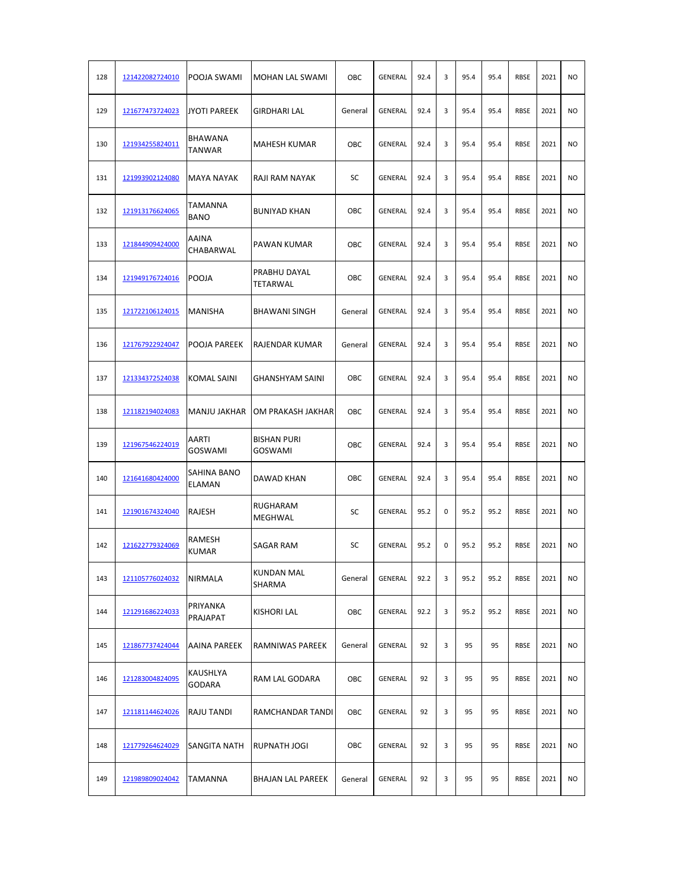| | | | | | | | | | | | | |
|---|---|---|---|---|---|---|---|---|---|---|---|---|
| 128 | 121422082724010 | POOJA SWAMI | MOHAN LAL SWAMI | OBC | GENERAL | 92.4 | 3 | 95.4 | 95.4 | RBSE | 2021 | NO |
| 129 | 121677473724023 | JYOTI PAREEK | GIRDHARI LAL | General | GENERAL | 92.4 | 3 | 95.4 | 95.4 | RBSE | 2021 | NO |
| 130 | 121934255824011 | BHAWANA TANWAR | MAHESH KUMAR | OBC | GENERAL | 92.4 | 3 | 95.4 | 95.4 | RBSE | 2021 | NO |
| 131 | 121993902124080 | MAYA NAYAK | RAJI RAM NAYAK | SC | GENERAL | 92.4 | 3 | 95.4 | 95.4 | RBSE | 2021 | NO |
| 132 | 121913176624065 | TAMANNA BANO | BUNIYAD KHAN | OBC | GENERAL | 92.4 | 3 | 95.4 | 95.4 | RBSE | 2021 | NO |
| 133 | 121844909424000 | AAINA CHABARWAL | PAWAN KUMAR | OBC | GENERAL | 92.4 | 3 | 95.4 | 95.4 | RBSE | 2021 | NO |
| 134 | 121949176724016 | POOJA | PRABHU DAYAL TETARWAL | OBC | GENERAL | 92.4 | 3 | 95.4 | 95.4 | RBSE | 2021 | NO |
| 135 | 121722106124015 | MANISHA | BHAWANI SINGH | General | GENERAL | 92.4 | 3 | 95.4 | 95.4 | RBSE | 2021 | NO |
| 136 | 121767922924047 | POOJA PAREEK | RAJENDAR KUMAR | General | GENERAL | 92.4 | 3 | 95.4 | 95.4 | RBSE | 2021 | NO |
| 137 | 121334372524038 | KOMAL SAINI | GHANSHYAM SAINI | OBC | GENERAL | 92.4 | 3 | 95.4 | 95.4 | RBSE | 2021 | NO |
| 138 | 121182194024083 | MANJU JAKHAR | OM PRAKASH JAKHAR | OBC | GENERAL | 92.4 | 3 | 95.4 | 95.4 | RBSE | 2021 | NO |
| 139 | 121967546224019 | AARTI GOSWAMI | BISHAN PURI GOSWAMI | OBC | GENERAL | 92.4 | 3 | 95.4 | 95.4 | RBSE | 2021 | NO |
| 140 | 121641680424000 | SAHINA BANO ELAMAN | DAWAD KHAN | OBC | GENERAL | 92.4 | 3 | 95.4 | 95.4 | RBSE | 2021 | NO |
| 141 | 121901674324040 | RAJESH | RUGHARAM MEGHWAL | SC | GENERAL | 95.2 | 0 | 95.2 | 95.2 | RBSE | 2021 | NO |
| 142 | 121622779324069 | RAMESH KUMAR | SAGAR RAM | SC | GENERAL | 95.2 | 0 | 95.2 | 95.2 | RBSE | 2021 | NO |
| 143 | 121105776024032 | NIRMALA | KUNDAN MAL SHARMA | General | GENERAL | 92.2 | 3 | 95.2 | 95.2 | RBSE | 2021 | NO |
| 144 | 121291686224033 | PRIYANKA PRAJAPAT | KISHORI LAL | OBC | GENERAL | 92.2 | 3 | 95.2 | 95.2 | RBSE | 2021 | NO |
| 145 | 121867737424044 | AAINA PAREEK | RAMNIWAS PAREEK | General | GENERAL | 92 | 3 | 95 | 95 | RBSE | 2021 | NO |
| 146 | 121283004824095 | KAUSHLYA GODARA | RAM LAL GODARA | OBC | GENERAL | 92 | 3 | 95 | 95 | RBSE | 2021 | NO |
| 147 | 121181144624026 | RAJU TANDI | RAMCHANDAR TANDI | OBC | GENERAL | 92 | 3 | 95 | 95 | RBSE | 2021 | NO |
| 148 | 121779264624029 | SANGITA NATH | RUPNATH JOGI | OBC | GENERAL | 92 | 3 | 95 | 95 | RBSE | 2021 | NO |
| 149 | 121989809024042 | TAMANNA | BHAJAN LAL PAREEK | General | GENERAL | 92 | 3 | 95 | 95 | RBSE | 2021 | NO |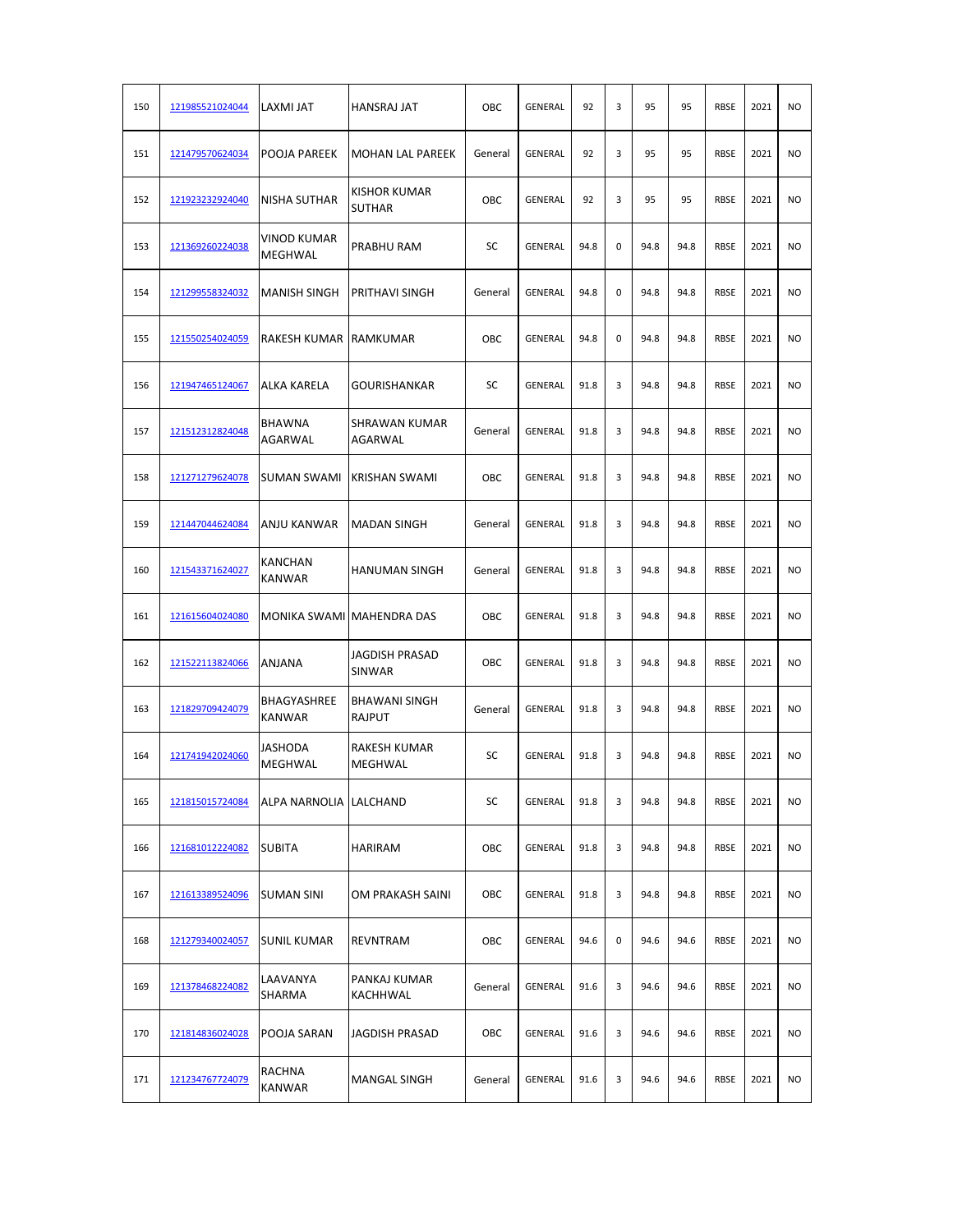| 150 | 121985521024044 | LAXMI JAT | HANSRAJ JAT | OBC | GENERAL | 92 | 3 | 95 | 95 | RBSE | 2021 | NO |
|---|---|---|---|---|---|---|---|---|---|---|---|---|
| 151 | 121479570624034 | POOJA PAREEK | MOHAN LAL PAREEK | General | GENERAL | 92 | 3 | 95 | 95 | RBSE | 2021 | NO |
| 152 | 121923232924040 | NISHA SUTHAR | KISHOR KUMAR SUTHAR | OBC | GENERAL | 92 | 3 | 95 | 95 | RBSE | 2021 | NO |
| 153 | 121369260224038 | VINOD KUMAR MEGHWAL | PRABHU RAM | SC | GENERAL | 94.8 | 0 | 94.8 | 94.8 | RBSE | 2021 | NO |
| 154 | 121299558324032 | MANISH SINGH | PRITHAVI SINGH | General | GENERAL | 94.8 | 0 | 94.8 | 94.8 | RBSE | 2021 | NO |
| 155 | 121550254024059 | RAKESH KUMAR | RAMKUMAR | OBC | GENERAL | 94.8 | 0 | 94.8 | 94.8 | RBSE | 2021 | NO |
| 156 | 121947465124067 | ALKA KARELA | GOURISHANKAR | SC | GENERAL | 91.8 | 3 | 94.8 | 94.8 | RBSE | 2021 | NO |
| 157 | 121512312824048 | BHAWNA AGARWAL | SHRAWAN KUMAR AGARWAL | General | GENERAL | 91.8 | 3 | 94.8 | 94.8 | RBSE | 2021 | NO |
| 158 | 121271279624078 | SUMAN SWAMI | KRISHAN SWAMI | OBC | GENERAL | 91.8 | 3 | 94.8 | 94.8 | RBSE | 2021 | NO |
| 159 | 121447044624084 | ANJU KANWAR | MADAN SINGH | General | GENERAL | 91.8 | 3 | 94.8 | 94.8 | RBSE | 2021 | NO |
| 160 | 121543371624027 | KANCHAN KANWAR | HANUMAN SINGH | General | GENERAL | 91.8 | 3 | 94.8 | 94.8 | RBSE | 2021 | NO |
| 161 | 121615604024080 | MONIKA SWAMI | MAHENDRA DAS | OBC | GENERAL | 91.8 | 3 | 94.8 | 94.8 | RBSE | 2021 | NO |
| 162 | 121522113824066 | ANJANA | JAGDISH PRASAD SINWAR | OBC | GENERAL | 91.8 | 3 | 94.8 | 94.8 | RBSE | 2021 | NO |
| 163 | 121829709424079 | BHAGYASHREE KANWAR | BHAWANI SINGH RAJPUT | General | GENERAL | 91.8 | 3 | 94.8 | 94.8 | RBSE | 2021 | NO |
| 164 | 121741942024060 | JASHODA MEGHWAL | RAKESH KUMAR MEGHWAL | SC | GENERAL | 91.8 | 3 | 94.8 | 94.8 | RBSE | 2021 | NO |
| 165 | 121815015724084 | ALPA NARNOLIA | LALCHAND | SC | GENERAL | 91.8 | 3 | 94.8 | 94.8 | RBSE | 2021 | NO |
| 166 | 121681012224082 | SUBITA | HARIRAM | OBC | GENERAL | 91.8 | 3 | 94.8 | 94.8 | RBSE | 2021 | NO |
| 167 | 121613389524096 | SUMAN SINI | OM PRAKASH SAINI | OBC | GENERAL | 91.8 | 3 | 94.8 | 94.8 | RBSE | 2021 | NO |
| 168 | 121279340024057 | SUNIL KUMAR | REVNTRAM | OBC | GENERAL | 94.6 | 0 | 94.6 | 94.6 | RBSE | 2021 | NO |
| 169 | 121378468224082 | LAAVANYA SHARMA | PANKAJ KUMAR KACHHWAL | General | GENERAL | 91.6 | 3 | 94.6 | 94.6 | RBSE | 2021 | NO |
| 170 | 121814836024028 | POOJA SARAN | JAGDISH PRASAD | OBC | GENERAL | 91.6 | 3 | 94.6 | 94.6 | RBSE | 2021 | NO |
| 171 | 121234767724079 | RACHNA KANWAR | MANGAL SINGH | General | GENERAL | 91.6 | 3 | 94.6 | 94.6 | RBSE | 2021 | NO |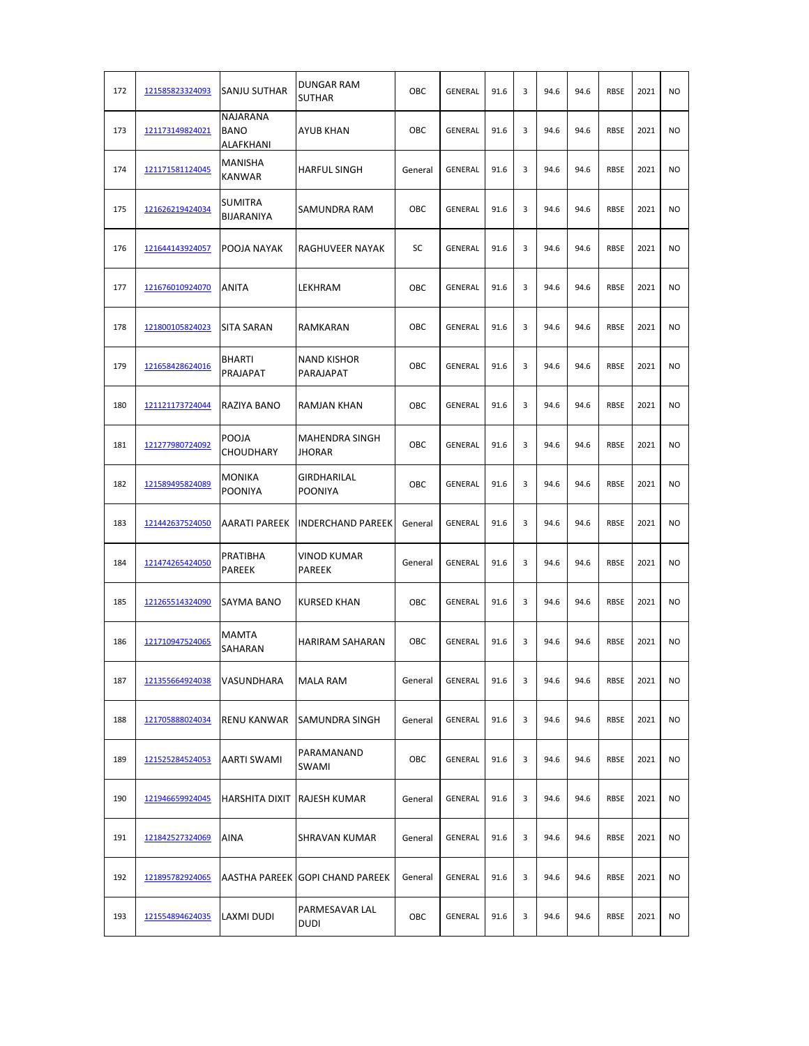| 172 | 121585823324093 | SANJU SUTHAR | DUNGAR RAM SUTHAR | OBC | GENERAL | 91.6 | 3 | 94.6 | 94.6 | RBSE | 2021 | NO |
|---|---|---|---|---|---|---|---|---|---|---|---|---|
| 173 | 121173149824021 | NAJARANA BANO ALAFKHANI | AYUB KHAN | OBC | GENERAL | 91.6 | 3 | 94.6 | 94.6 | RBSE | 2021 | NO |
| 174 | 121171581124045 | MANISHA KANWAR | HARFUL SINGH | General | GENERAL | 91.6 | 3 | 94.6 | 94.6 | RBSE | 2021 | NO |
| 175 | 121626219424034 | SUMITRA BIJARANIYA | SAMUNDRA RAM | OBC | GENERAL | 91.6 | 3 | 94.6 | 94.6 | RBSE | 2021 | NO |
| 176 | 121644143924057 | POOJA NAYAK | RAGHUVEER NAYAK | SC | GENERAL | 91.6 | 3 | 94.6 | 94.6 | RBSE | 2021 | NO |
| 177 | 121676010924070 | ANITA | LEKHRAM | OBC | GENERAL | 91.6 | 3 | 94.6 | 94.6 | RBSE | 2021 | NO |
| 178 | 121800105824023 | SITA SARAN | RAMKARAN | OBC | GENERAL | 91.6 | 3 | 94.6 | 94.6 | RBSE | 2021 | NO |
| 179 | 121658428624016 | BHARTI PRAJAPAT | NAND KISHOR PARAJAPAT | OBC | GENERAL | 91.6 | 3 | 94.6 | 94.6 | RBSE | 2021 | NO |
| 180 | 121121173724044 | RAZIYA BANO | RAMJAN KHAN | OBC | GENERAL | 91.6 | 3 | 94.6 | 94.6 | RBSE | 2021 | NO |
| 181 | 121277980724092 | POOJA CHOUDHARY | MAHENDRA SINGH JHORAR | OBC | GENERAL | 91.6 | 3 | 94.6 | 94.6 | RBSE | 2021 | NO |
| 182 | 121589495824089 | MONIKA POONIYA | GIRDHARILAL POONIYA | OBC | GENERAL | 91.6 | 3 | 94.6 | 94.6 | RBSE | 2021 | NO |
| 183 | 121442637524050 | AARATI PAREEK | INDERCHAND PAREEK | General | GENERAL | 91.6 | 3 | 94.6 | 94.6 | RBSE | 2021 | NO |
| 184 | 121474265424050 | PRATIBHA PAREEK | VINOD KUMAR PAREEK | General | GENERAL | 91.6 | 3 | 94.6 | 94.6 | RBSE | 2021 | NO |
| 185 | 121265514324090 | SAYMA BANO | KURSED KHAN | OBC | GENERAL | 91.6 | 3 | 94.6 | 94.6 | RBSE | 2021 | NO |
| 186 | 121710947524065 | MAMTA SAHARAN | HARIRAM SAHARAN | OBC | GENERAL | 91.6 | 3 | 94.6 | 94.6 | RBSE | 2021 | NO |
| 187 | 121355664924038 | VASUNDHARA | MALA RAM | General | GENERAL | 91.6 | 3 | 94.6 | 94.6 | RBSE | 2021 | NO |
| 188 | 121705888024034 | RENU KANWAR | SAMUNDRA SINGH | General | GENERAL | 91.6 | 3 | 94.6 | 94.6 | RBSE | 2021 | NO |
| 189 | 121525284524053 | AARTI SWAMI | PARAMANAND SWAMI | OBC | GENERAL | 91.6 | 3 | 94.6 | 94.6 | RBSE | 2021 | NO |
| 190 | 121946659924045 | HARSHITA DIXIT | RAJESH KUMAR | General | GENERAL | 91.6 | 3 | 94.6 | 94.6 | RBSE | 2021 | NO |
| 191 | 121842527324069 | AINA | SHRAVAN KUMAR | General | GENERAL | 91.6 | 3 | 94.6 | 94.6 | RBSE | 2021 | NO |
| 192 | 121895782924065 | AASTHA PAREEK | GOPI CHAND PAREEK | General | GENERAL | 91.6 | 3 | 94.6 | 94.6 | RBSE | 2021 | NO |
| 193 | 121554894624035 | LAXMI DUDI | PARMESAVAR LAL DUDI | OBC | GENERAL | 91.6 | 3 | 94.6 | 94.6 | RBSE | 2021 | NO |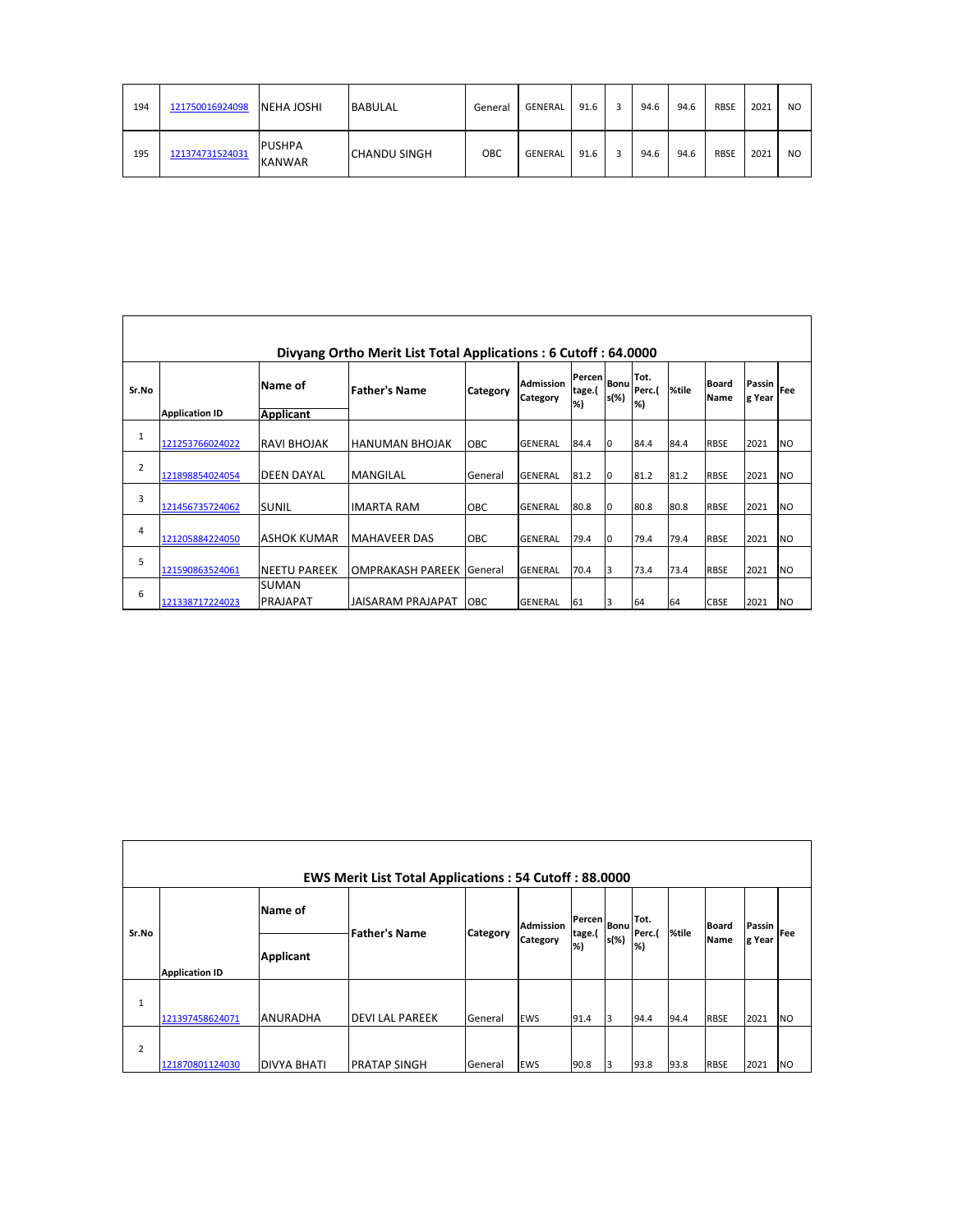| 194 | 121750016924098 | NEHA JOSHI | BABULAL | General | GENERAL | 91.6 | 3 | 94.6 | 94.6 | RBSE | 2021 | NO |
|---|---|---|---|---|---|---|---|---|---|---|---|---|
| 195 | 121374731524031 | PUSHPA KANWAR | CHANDU SINGH | OBC | GENERAL | 91.6 | 3 | 94.6 | 94.6 | RBSE | 2021 | NO |

## Divyang Ortho Merit List Total Applications : 6 Cutoff : 64.0000

| Sr.No | Application ID | Name of Applicant | Father's Name | Category | Admission Category | Percentage.(%) | Bonus(%) | Tot. Perc.(%) | %tile | Board Name | Passing Year | Fee |
|---|---|---|---|---|---|---|---|---|---|---|---|---|
| 1 | 121253766024022 | RAVI BHOJAK | HANUMAN BHOJAK | OBC | GENERAL | 84.4 | 0 | 84.4 | 84.4 | RBSE | 2021 | NO |
| 2 | 121898854024054 | DEEN DAYAL | MANGILAL | General | GENERAL | 81.2 | 0 | 81.2 | 81.2 | RBSE | 2021 | NO |
| 3 | 121456735724062 | SUNIL | IMARTA RAM | OBC | GENERAL | 80.8 | 0 | 80.8 | 80.8 | RBSE | 2021 | NO |
| 4 | 121205884224050 | ASHOK KUMAR | MAHAVEER DAS | OBC | GENERAL | 79.4 | 0 | 79.4 | 79.4 | RBSE | 2021 | NO |
| 5 | 121590863524061 | NEETU PAREEK | OMPRAKASH PAREEK | General | GENERAL | 70.4 | 3 | 73.4 | 73.4 | RBSE | 2021 | NO |
| 6 | 121338717224023 | SUMAN PRAJAPAT | JAISARAM PRAJAPAT | OBC | GENERAL | 61 | 3 | 64 | 64 | CBSE | 2021 | NO |

## EWS Merit List Total Applications : 54 Cutoff : 88.0000

| Sr.No | Application ID | Name of Applicant | Father's Name | Category | Admission Category | Percentage.(%) | Bonus(%) | Tot. Perc.(%) | %tile | Board Name | Passing Year | Fee |
|---|---|---|---|---|---|---|---|---|---|---|---|---|
| 1 | 121397458624071 | ANURADHA | DEVI LAL PAREEK | General | EWS | 91.4 | 3 | 94.4 | 94.4 | RBSE | 2021 | NO |
| 2 | 121870801124030 | DIVYA BHATI | PRATAP SINGH | General | EWS | 90.8 | 3 | 93.8 | 93.8 | RBSE | 2021 | NO |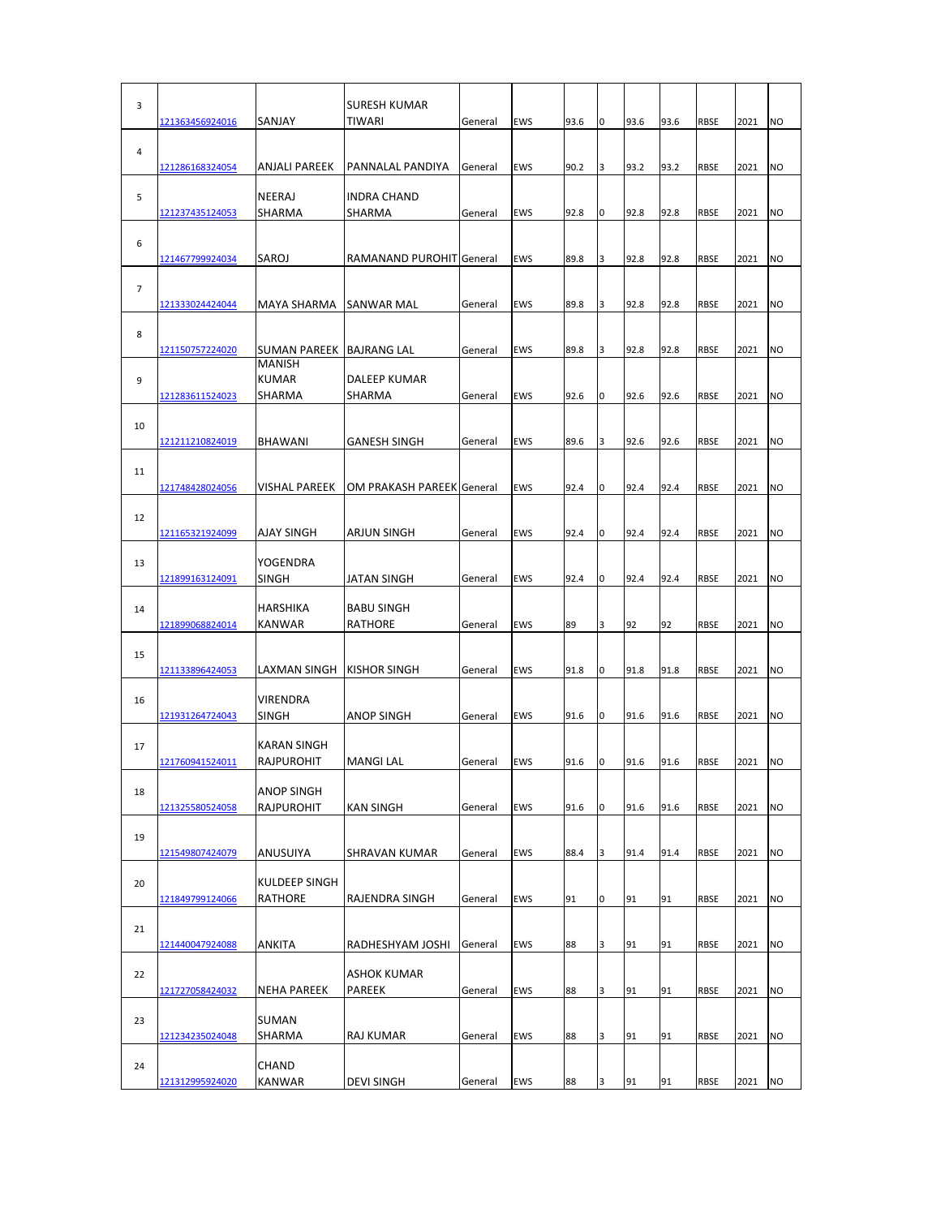| 3 | 121363456924016 | SANJAY | SURESH KUMAR TIWARI | General | EWS | 93.6 | 0 | 93.6 | 93.6 | RBSE | 2021 | NO |
|---|---|---|---|---|---|---|---|---|---|---|---|---|
| 4 | 121286168324054 | ANJALI PAREEK | PANNALAL PANDIYA | General | EWS | 90.2 | 3 | 93.2 | 93.2 | RBSE | 2021 | NO |
| 5 | 121237435124053 | NEERAJ SHARMA | INDRA CHAND SHARMA | General | EWS | 92.8 | 0 | 92.8 | 92.8 | RBSE | 2021 | NO |
| 6 | 121467799924034 | SAROJ | RAMANAND PUROHIT | General | EWS | 89.8 | 3 | 92.8 | 92.8 | RBSE | 2021 | NO |
| 7 | 121333024424044 | MAYA SHARMA | SANWAR MAL | General | EWS | 89.8 | 3 | 92.8 | 92.8 | RBSE | 2021 | NO |
| 8 | 121150757224020 | SUMAN PAREEK | BAJRANG LAL | General | EWS | 89.8 | 3 | 92.8 | 92.8 | RBSE | 2021 | NO |
| 9 | 121283611524023 | MANISH KUMAR SHARMA | DALEEP KUMAR SHARMA | General | EWS | 92.6 | 0 | 92.6 | 92.6 | RBSE | 2021 | NO |
| 10 | 121211210824019 | BHAWANI | GANESH SINGH | General | EWS | 89.6 | 3 | 92.6 | 92.6 | RBSE | 2021 | NO |
| 11 | 121748428024056 | VISHAL PAREEK | OM PRAKASH PAREEK | General | EWS | 92.4 | 0 | 92.4 | 92.4 | RBSE | 2021 | NO |
| 12 | 121165321924099 | AJAY SINGH | ARJUN SINGH | General | EWS | 92.4 | 0 | 92.4 | 92.4 | RBSE | 2021 | NO |
| 13 | 121899163124091 | YOGENDRA SINGH | JATAN SINGH | General | EWS | 92.4 | 0 | 92.4 | 92.4 | RBSE | 2021 | NO |
| 14 | 121899068824014 | HARSHIKA KANWAR | BABU SINGH RATHORE | General | EWS | 89 | 3 | 92 | 92 | RBSE | 2021 | NO |
| 15 | 121133896424053 | LAXMAN SINGH | KISHOR SINGH | General | EWS | 91.8 | 0 | 91.8 | 91.8 | RBSE | 2021 | NO |
| 16 | 121931264724043 | VIRENDRA SINGH | ANOP SINGH | General | EWS | 91.6 | 0 | 91.6 | 91.6 | RBSE | 2021 | NO |
| 17 | 121760941524011 | KARAN SINGH RAJPUROHIT | MANGI LAL | General | EWS | 91.6 | 0 | 91.6 | 91.6 | RBSE | 2021 | NO |
| 18 | 121325580524058 | ANOP SINGH RAJPUROHIT | KAN SINGH | General | EWS | 91.6 | 0 | 91.6 | 91.6 | RBSE | 2021 | NO |
| 19 | 121549807424079 | ANUSUIYA | SHRAVAN KUMAR | General | EWS | 88.4 | 3 | 91.4 | 91.4 | RBSE | 2021 | NO |
| 20 | 121849799124066 | KULDEEP SINGH RATHORE | RAJENDRA SINGH | General | EWS | 91 | 0 | 91 | 91 | RBSE | 2021 | NO |
| 21 | 121440047924088 | ANKITA | RADHESHYAM JOSHI | General | EWS | 88 | 3 | 91 | 91 | RBSE | 2021 | NO |
| 22 | 121727058424032 | NEHA PAREEK | ASHOK KUMAR PAREEK | General | EWS | 88 | 3 | 91 | 91 | RBSE | 2021 | NO |
| 23 | 121234235024048 | SUMAN SHARMA | RAJ KUMAR | General | EWS | 88 | 3 | 91 | 91 | RBSE | 2021 | NO |
| 24 | 121312995924020 | CHAND KANWAR | DEVI SINGH | General | EWS | 88 | 3 | 91 | 91 | RBSE | 2021 | NO |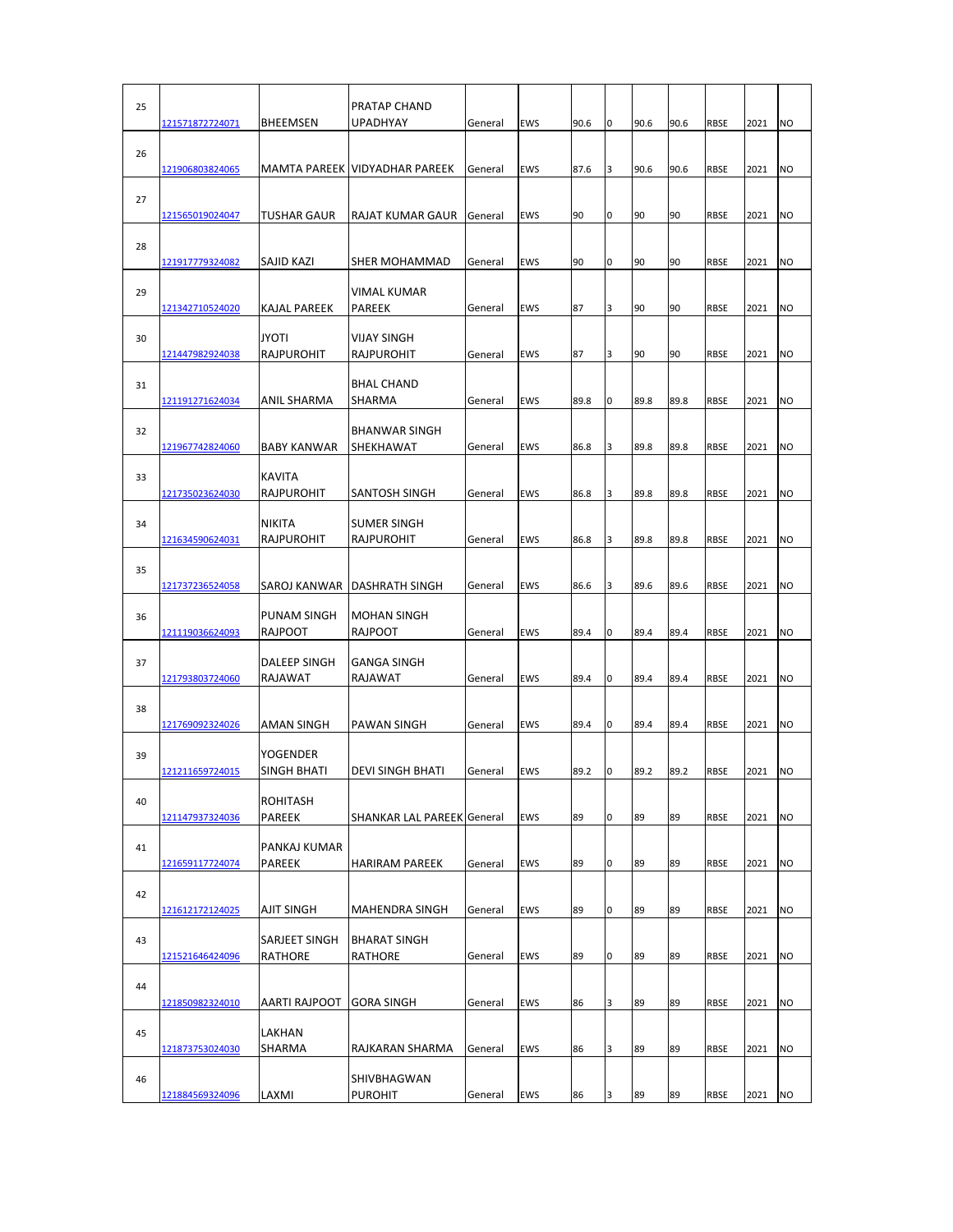| 25 | 121571872724071 | BHEEMSEN | PRATAP CHAND UPADHYAY | General | EWS | 90.6 | 0 | 90.6 | 90.6 | RBSE | 2021 | NO |
|---|---|---|---|---|---|---|---|---|---|---|---|---|
| 26 | 121906803824065 | MAMTA PAREEK | VIDYADHAR PAREEK | General | EWS | 87.6 | 3 | 90.6 | 90.6 | RBSE | 2021 | NO |
| 27 | 121565019024047 | TUSHAR GAUR | RAJAT KUMAR GAUR | General | EWS | 90 | 0 | 90 | 90 | RBSE | 2021 | NO |
| 28 | 121917779324082 | SAJID KAZI | SHER MOHAMMAD | General | EWS | 90 | 0 | 90 | 90 | RBSE | 2021 | NO |
| 29 | 121342710524020 | KAJAL PAREEK | VIMAL KUMAR PAREEK | General | EWS | 87 | 3 | 90 | 90 | RBSE | 2021 | NO |
| 30 | 121447982924038 | JYOTI RAJPUROHIT | VIJAY SINGH RAJPUROHIT | General | EWS | 87 | 3 | 90 | 90 | RBSE | 2021 | NO |
| 31 | 121191271624034 | ANIL SHARMA | BHAL CHAND SHARMA | General | EWS | 89.8 | 0 | 89.8 | 89.8 | RBSE | 2021 | NO |
| 32 | 121967742824060 | BABY KANWAR | BHANWAR SINGH SHEKHAWAT | General | EWS | 86.8 | 3 | 89.8 | 89.8 | RBSE | 2021 | NO |
| 33 | 121735023624030 | KAVITA RAJPUROHIT | SANTOSH SINGH | General | EWS | 86.8 | 3 | 89.8 | 89.8 | RBSE | 2021 | NO |
| 34 | 121634590624031 | NIKITA RAJPUROHIT | SUMER SINGH RAJPUROHIT | General | EWS | 86.8 | 3 | 89.8 | 89.8 | RBSE | 2021 | NO |
| 35 | 121737236524058 | SAROJ KANWAR | DASHRATH SINGH | General | EWS | 86.6 | 3 | 89.6 | 89.6 | RBSE | 2021 | NO |
| 36 | 121119036624093 | PUNAM SINGH RAJPOOT | MOHAN SINGH RAJPOOT | General | EWS | 89.4 | 0 | 89.4 | 89.4 | RBSE | 2021 | NO |
| 37 | 121793803724060 | DALEEP SINGH RAJAWAT | GANGA SINGH RAJAWAT | General | EWS | 89.4 | 0 | 89.4 | 89.4 | RBSE | 2021 | NO |
| 38 | 121769092324026 | AMAN SINGH | PAWAN SINGH | General | EWS | 89.4 | 0 | 89.4 | 89.4 | RBSE | 2021 | NO |
| 39 | 121211659724015 | YOGENDER SINGH BHATI | DEVI SINGH BHATI | General | EWS | 89.2 | 0 | 89.2 | 89.2 | RBSE | 2021 | NO |
| 40 | 121147937324036 | ROHITASH PAREEK | SHANKAR LAL PAREEK | General | EWS | 89 | 0 | 89 | 89 | RBSE | 2021 | NO |
| 41 | 121659117724074 | PANKAJ KUMAR PAREEK | HARIRAM PAREEK | General | EWS | 89 | 0 | 89 | 89 | RBSE | 2021 | NO |
| 42 | 121612172124025 | AJIT SINGH | MAHENDRA SINGH | General | EWS | 89 | 0 | 89 | 89 | RBSE | 2021 | NO |
| 43 | 121521646424096 | SARJEET SINGH RATHORE | BHARAT SINGH RATHORE | General | EWS | 89 | 0 | 89 | 89 | RBSE | 2021 | NO |
| 44 | 121850982324010 | AARTI RAJPOOT | GORA SINGH | General | EWS | 86 | 3 | 89 | 89 | RBSE | 2021 | NO |
| 45 | 121873753024030 | LAKHAN SHARMA | RAJKARAN SHARMA | General | EWS | 86 | 3 | 89 | 89 | RBSE | 2021 | NO |
| 46 | 121884569324096 | LAXMI | SHIVBHAGWAN PUROHIT | General | EWS | 86 | 3 | 89 | 89 | RBSE | 2021 | NO |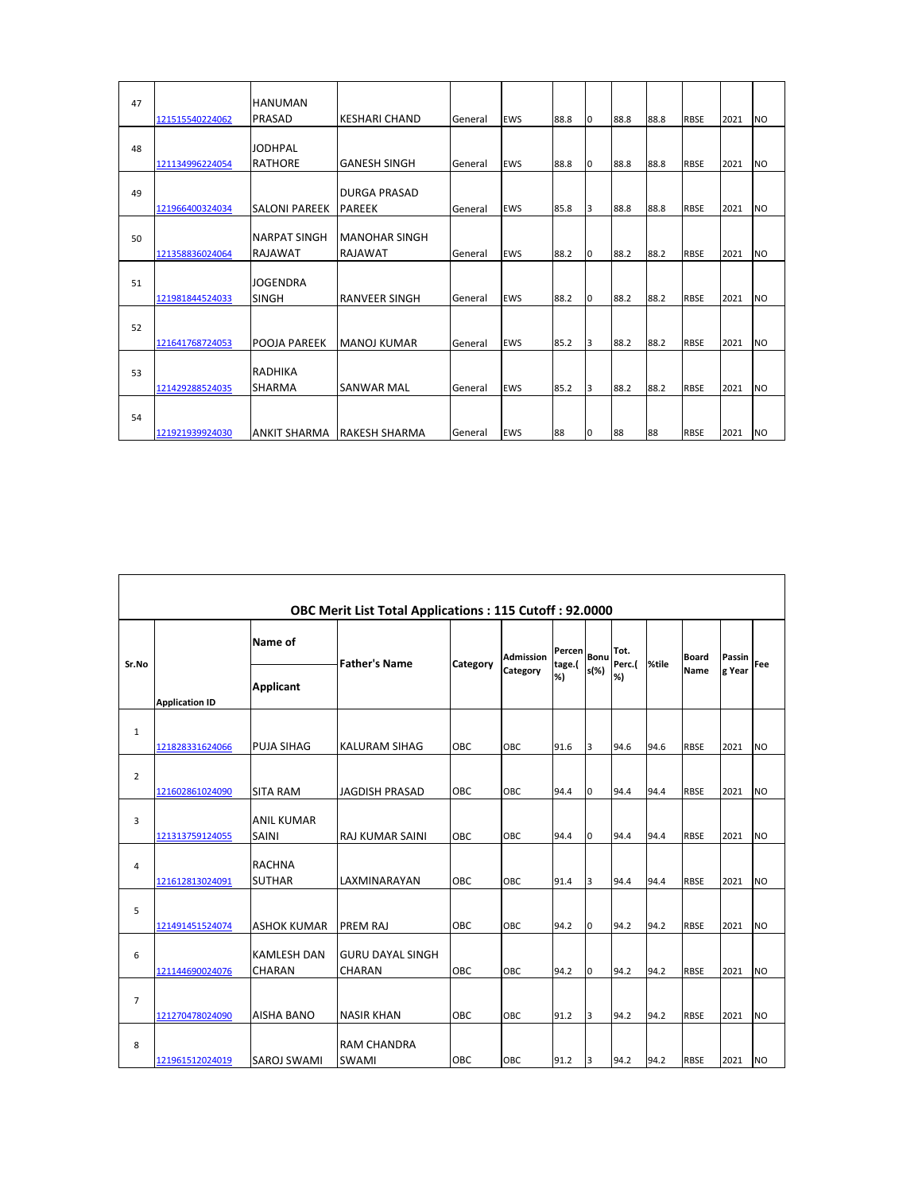| 47 | 121515540224062 | HANUMAN PRASAD | KESHARI CHAND | General | EWS | 88.8 | 0 | 88.8 | 88.8 | RBSE | 2021 | NO |
|---|---|---|---|---|---|---|---|---|---|---|---|---|
| 48 | 121134996224054 | JODHPAL RATHORE | GANESH SINGH | General | EWS | 88.8 | 0 | 88.8 | 88.8 | RBSE | 2021 | NO |
| 49 | 121966400324034 | SALONI PAREEK | DURGA PRASAD PAREEK | General | EWS | 85.8 | 3 | 88.8 | 88.8 | RBSE | 2021 | NO |
| 50 | 121358836024064 | NARPAT SINGH RAJAWAT | MANOHAR SINGH RAJAWAT | General | EWS | 88.2 | 0 | 88.2 | 88.2 | RBSE | 2021 | NO |
| 51 | 121981844524033 | JOGENDRA SINGH | RANVEER SINGH | General | EWS | 88.2 | 0 | 88.2 | 88.2 | RBSE | 2021 | NO |
| 52 | 121641768724053 | POOJA PAREEK | MANOJ KUMAR | General | EWS | 85.2 | 3 | 88.2 | 88.2 | RBSE | 2021 | NO |
| 53 | 121429288524035 | RADHIKA SHARMA | SANWAR MAL | General | EWS | 85.2 | 3 | 88.2 | 88.2 | RBSE | 2021 | NO |
| 54 | 121921939924030 | ANKIT SHARMA | RAKESH SHARMA | General | EWS | 88 | 0 | 88 | 88 | RBSE | 2021 | NO |

## OBC Merit List Total Applications : 115 Cutoff : 92.0000

| Sr.No | Application ID | Name of Applicant | Father's Name | Category | Admission Category | Percentage.(%) | Bonus(%) | Tot. Perc.(%) | %tile | Board Name | Passing Year | Fee |
|---|---|---|---|---|---|---|---|---|---|---|---|---|
| 1 | 121828331624066 | PUJA SIHAG | KALURAM SIHAG | OBC | OBC | 91.6 | 3 | 94.6 | 94.6 | RBSE | 2021 | NO |
| 2 | 121602861024090 | SITA RAM | JAGDISH PRASAD | OBC | OBC | 94.4 | 0 | 94.4 | 94.4 | RBSE | 2021 | NO |
| 3 | 121313759124055 | ANIL KUMAR SAINI | RAJ KUMAR SAINI | OBC | OBC | 94.4 | 0 | 94.4 | 94.4 | RBSE | 2021 | NO |
| 4 | 121612813024091 | RACHNA SUTHAR | LAXMINARAYAN | OBC | OBC | 91.4 | 3 | 94.4 | 94.4 | RBSE | 2021 | NO |
| 5 | 121491451524074 | ASHOK KUMAR | PREM RAJ | OBC | OBC | 94.2 | 0 | 94.2 | 94.2 | RBSE | 2021 | NO |
| 6 | 121144690024076 | KAMLESH DAN CHARAN | GURU DAYAL SINGH CHARAN | OBC | OBC | 94.2 | 0 | 94.2 | 94.2 | RBSE | 2021 | NO |
| 7 | 121270478024090 | AISHA BANO | NASIR KHAN | OBC | OBC | 91.2 | 3 | 94.2 | 94.2 | RBSE | 2021 | NO |
| 8 | 121961512024019 | SAROJ SWAMI | RAM CHANDRA SWAMI | OBC | OBC | 91.2 | 3 | 94.2 | 94.2 | RBSE | 2021 | NO |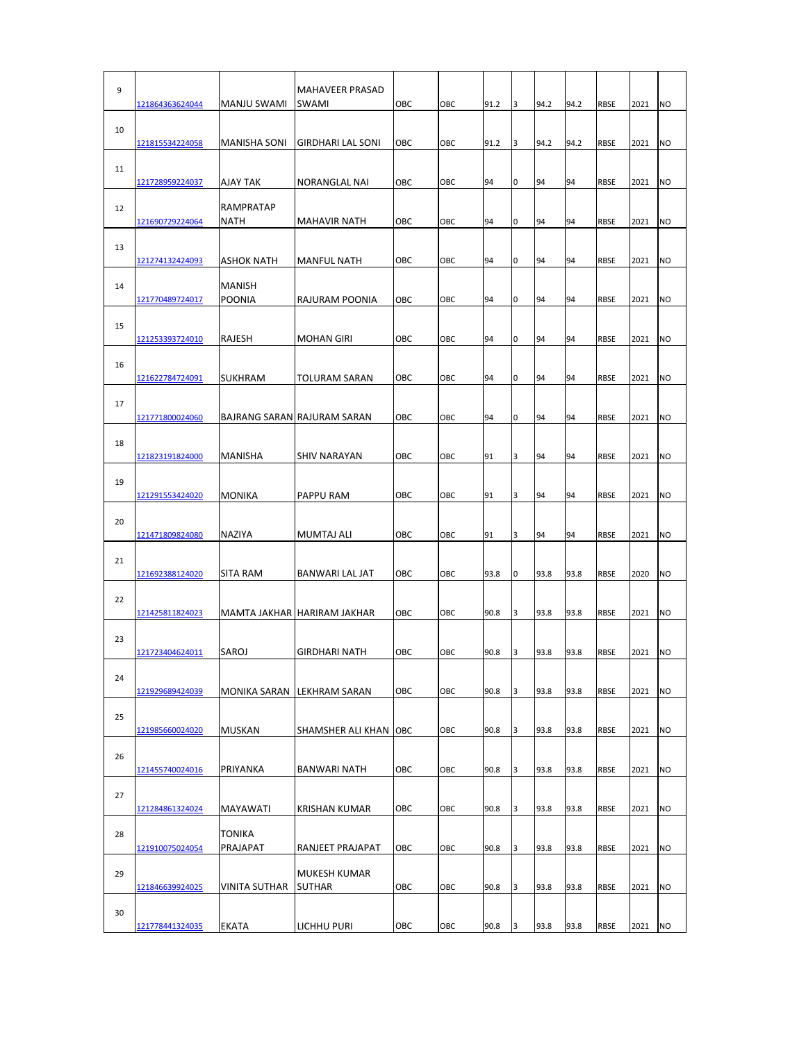| | | | | | | | | | | | | |
|---|---|---|---|---|---|---|---|---|---|---|---|---|
| 9 | 121864363624044 | MANJU SWAMI | MAHAVEER PRASAD SWAMI | OBC | OBC | 91.2 | 3 | 94.2 | 94.2 | RBSE | 2021 | NO |
| 10 | 121815534224058 | MANISHA SONI | GIRDHARI LAL SONI | OBC | OBC | 91.2 | 3 | 94.2 | 94.2 | RBSE | 2021 | NO |
| 11 | 121728959224037 | AJAY TAK | NORANGLAL NAI | OBC | OBC | 94 | 0 | 94 | 94 | RBSE | 2021 | NO |
| 12 | 121690729224064 | RAMPRATAP NATH | MAHAVIR NATH | OBC | OBC | 94 | 0 | 94 | 94 | RBSE | 2021 | NO |
| 13 | 121274132424093 | ASHOK NATH | MANFUL NATH | OBC | OBC | 94 | 0 | 94 | 94 | RBSE | 2021 | NO |
| 14 | 121770489724017 | MANISH POONIA | RAJURAM POONIA | OBC | OBC | 94 | 0 | 94 | 94 | RBSE | 2021 | NO |
| 15 | 121253393724010 | RAJESH | MOHAN GIRI | OBC | OBC | 94 | 0 | 94 | 94 | RBSE | 2021 | NO |
| 16 | 121622784724091 | SUKHRAM | TOLURAM SARAN | OBC | OBC | 94 | 0 | 94 | 94 | RBSE | 2021 | NO |
| 17 | 121771800024060 | BAJRANG SARAN | RAJURAM SARAN | OBC | OBC | 94 | 0 | 94 | 94 | RBSE | 2021 | NO |
| 18 | 121823191824000 | MANISHA | SHIV NARAYAN | OBC | OBC | 91 | 3 | 94 | 94 | RBSE | 2021 | NO |
| 19 | 121291553424020 | MONIKA | PAPPU RAM | OBC | OBC | 91 | 3 | 94 | 94 | RBSE | 2021 | NO |
| 20 | 121471809824080 | NAZIYA | MUMTAJ ALI | OBC | OBC | 91 | 3 | 94 | 94 | RBSE | 2021 | NO |
| 21 | 121692388124020 | SITA RAM | BANWARI LAL JAT | OBC | OBC | 93.8 | 0 | 93.8 | 93.8 | RBSE | 2020 | NO |
| 22 | 121425811824023 | MAMTA JAKHAR | HARIRAM JAKHAR | OBC | OBC | 90.8 | 3 | 93.8 | 93.8 | RBSE | 2021 | NO |
| 23 | 121723404624011 | SAROJ | GIRDHARI NATH | OBC | OBC | 90.8 | 3 | 93.8 | 93.8 | RBSE | 2021 | NO |
| 24 | 121929689424039 | MONIKA SARAN | LEKHRAM SARAN | OBC | OBC | 90.8 | 3 | 93.8 | 93.8 | RBSE | 2021 | NO |
| 25 | 121985660024020 | MUSKAN | SHAMSHER ALI KHAN | OBC | OBC | 90.8 | 3 | 93.8 | 93.8 | RBSE | 2021 | NO |
| 26 | 121455740024016 | PRIYANKA | BANWARI NATH | OBC | OBC | 90.8 | 3 | 93.8 | 93.8 | RBSE | 2021 | NO |
| 27 | 121284861324024 | MAYAWATI | KRISHAN KUMAR | OBC | OBC | 90.8 | 3 | 93.8 | 93.8 | RBSE | 2021 | NO |
| 28 | 121910075024054 | TONIKA PRAJAPAT | RANJEET PRAJAPAT | OBC | OBC | 90.8 | 3 | 93.8 | 93.8 | RBSE | 2021 | NO |
| 29 | 121846639924025 | VINITA SUTHAR | MUKESH KUMAR SUTHAR | OBC | OBC | 90.8 | 3 | 93.8 | 93.8 | RBSE | 2021 | NO |
| 30 | 121778441324035 | EKATA | LICHHU PURI | OBC | OBC | 90.8 | 3 | 93.8 | 93.8 | RBSE | 2021 | NO |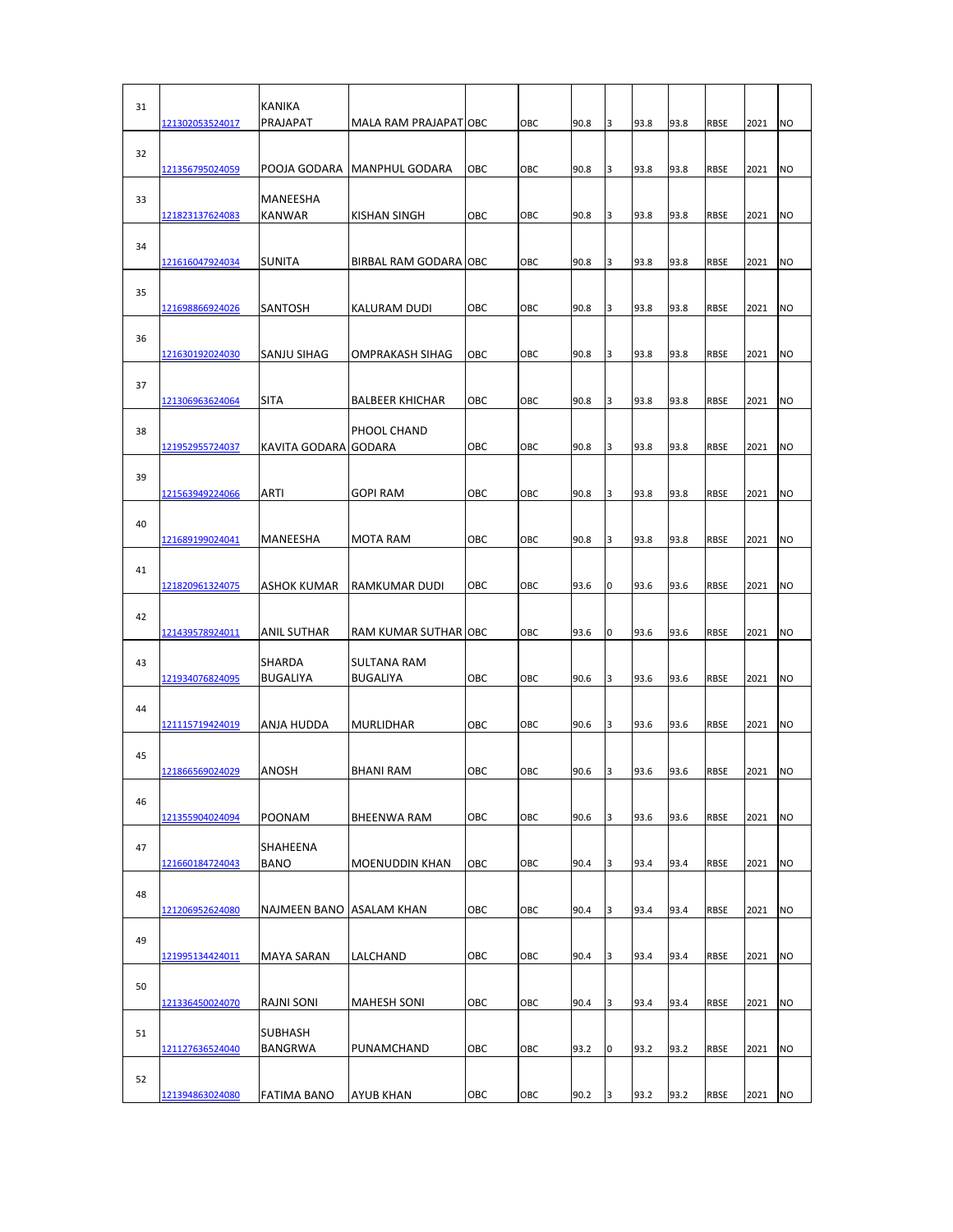| 31 | 121302053524017 | KANIKA PRAJAPAT | MALA RAM PRAJAPAT | OBC | OBC | 90.8 | 3 | 93.8 | 93.8 | RBSE | 2021 | NO |
|---|---|---|---|---|---|---|---|---|---|---|---|---|
| 32 | 121356795024059 | POOJA GODARA | MANPHUL GODARA | OBC | OBC | 90.8 | 3 | 93.8 | 93.8 | RBSE | 2021 | NO |
| 33 | 121823137624083 | MANEESHA KANWAR | KISHAN SINGH | OBC | OBC | 90.8 | 3 | 93.8 | 93.8 | RBSE | 2021 | NO |
| 34 | 121616047924034 | SUNITA | BIRBAL RAM GODARA | OBC | OBC | 90.8 | 3 | 93.8 | 93.8 | RBSE | 2021 | NO |
| 35 | 121698866924026 | SANTOSH | KALURAM DUDI | OBC | OBC | 90.8 | 3 | 93.8 | 93.8 | RBSE | 2021 | NO |
| 36 | 121630192024030 | SANJU SIHAG | OMPRAKASH SIHAG | OBC | OBC | 90.8 | 3 | 93.8 | 93.8 | RBSE | 2021 | NO |
| 37 | 121306963624064 | SITA | BALBEER KHICHAR | OBC | OBC | 90.8 | 3 | 93.8 | 93.8 | RBSE | 2021 | NO |
| 38 | 121952955724037 | KAVITA GODARA | PHOOL CHAND GODARA | OBC | OBC | 90.8 | 3 | 93.8 | 93.8 | RBSE | 2021 | NO |
| 39 | 121563949224066 | ARTI | GOPI RAM | OBC | OBC | 90.8 | 3 | 93.8 | 93.8 | RBSE | 2021 | NO |
| 40 | 121689199024041 | MANEESHA | MOTA RAM | OBC | OBC | 90.8 | 3 | 93.8 | 93.8 | RBSE | 2021 | NO |
| 41 | 121820961324075 | ASHOK KUMAR | RAMKUMAR DUDI | OBC | OBC | 93.6 | 0 | 93.6 | 93.6 | RBSE | 2021 | NO |
| 42 | 121439578924011 | ANIL SUTHAR | RAM KUMAR SUTHAR | OBC | OBC | 93.6 | 0 | 93.6 | 93.6 | RBSE | 2021 | NO |
| 43 | 121934076824095 | SHARDA BUGALIYA | SULTANA RAM BUGALIYA | OBC | OBC | 90.6 | 3 | 93.6 | 93.6 | RBSE | 2021 | NO |
| 44 | 121115719424019 | ANJA HUDDA | MURLIDHAR | OBC | OBC | 90.6 | 3 | 93.6 | 93.6 | RBSE | 2021 | NO |
| 45 | 121866569024029 | ANOSH | BHANI RAM | OBC | OBC | 90.6 | 3 | 93.6 | 93.6 | RBSE | 2021 | NO |
| 46 | 121355904024094 | POONAM | BHEENWA RAM | OBC | OBC | 90.6 | 3 | 93.6 | 93.6 | RBSE | 2021 | NO |
| 47 | 121660184724043 | SHAHEENA BANO | MOENUDDIN KHAN | OBC | OBC | 90.4 | 3 | 93.4 | 93.4 | RBSE | 2021 | NO |
| 48 | 121206952624080 | NAJMEEN BANO | ASALAM KHAN | OBC | OBC | 90.4 | 3 | 93.4 | 93.4 | RBSE | 2021 | NO |
| 49 | 121995134424011 | MAYA SARAN | LALCHAND | OBC | OBC | 90.4 | 3 | 93.4 | 93.4 | RBSE | 2021 | NO |
| 50 | 121336450024070 | RAJNI SONI | MAHESH SONI | OBC | OBC | 90.4 | 3 | 93.4 | 93.4 | RBSE | 2021 | NO |
| 51 | 121127636524040 | SUBHASH BANGRWA | PUNAMCHAND | OBC | OBC | 93.2 | 0 | 93.2 | 93.2 | RBSE | 2021 | NO |
| 52 | 121394863024080 | FATIMA BANO | AYUB KHAN | OBC | OBC | 90.2 | 3 | 93.2 | 93.2 | RBSE | 2021 | NO |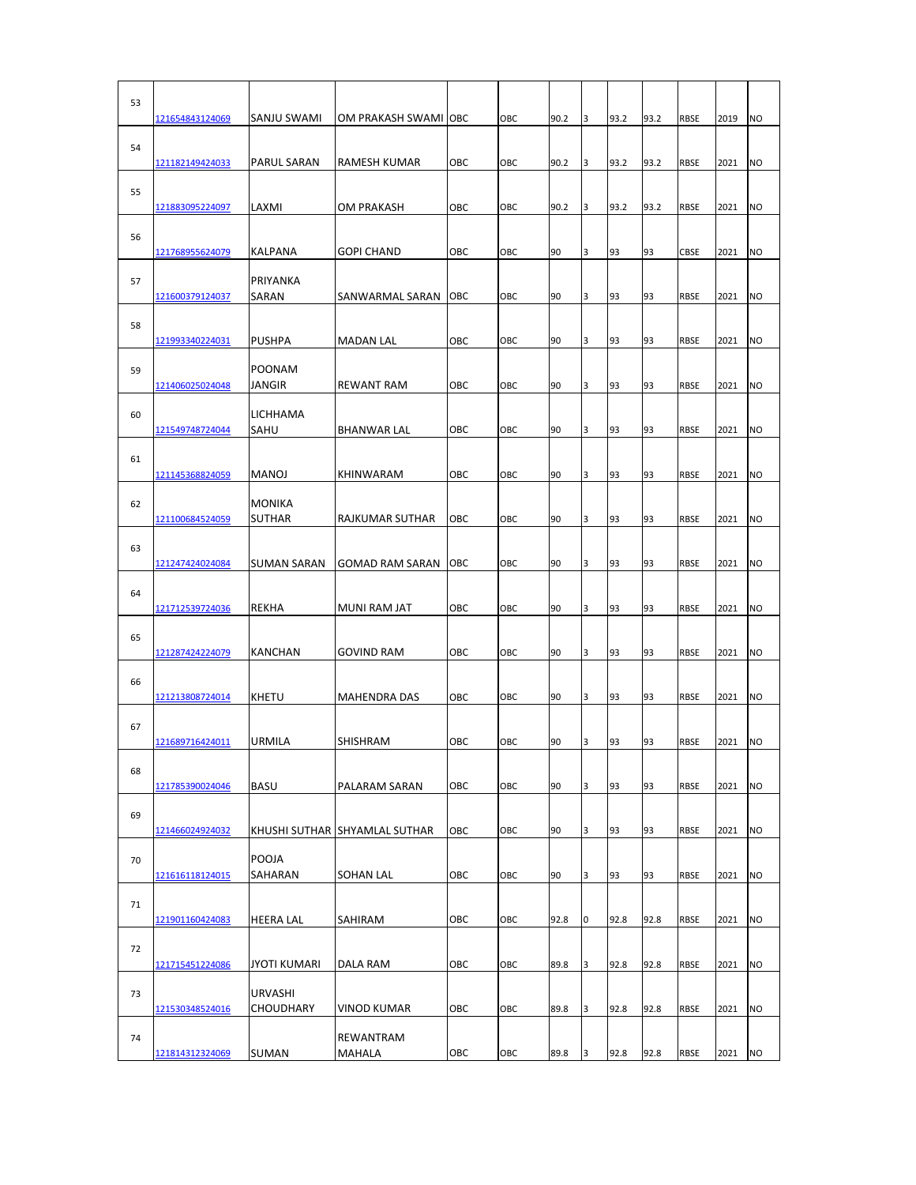| | | | | | | | | | | | | |
|---|---|---|---|---|---|---|---|---|---|---|---|---|
| 53 | 121654843124069 | SANJU SWAMI | OM PRAKASH SWAMI | OBC | OBC | 90.2 | 3 | 93.2 | 93.2 | RBSE | 2019 | NO |
| 54 | 121182149424033 | PARUL SARAN | RAMESH KUMAR | OBC | OBC | 90.2 | 3 | 93.2 | 93.2 | RBSE | 2021 | NO |
| 55 | 121883095224097 | LAXMI | OM PRAKASH | OBC | OBC | 90.2 | 3 | 93.2 | 93.2 | RBSE | 2021 | NO |
| 56 | 121768955624079 | KALPANA | GOPI CHAND | OBC | OBC | 90 | 3 | 93 | 93 | CBSE | 2021 | NO |
| 57 | 121600379124037 | PRIYANKA SARAN | SANWARMAL SARAN | OBC | OBC | 90 | 3 | 93 | 93 | RBSE | 2021 | NO |
| 58 | 121993340224031 | PUSHPA | MADAN LAL | OBC | OBC | 90 | 3 | 93 | 93 | RBSE | 2021 | NO |
| 59 | 121406025024048 | POONAM JANGIR | REWANT RAM | OBC | OBC | 90 | 3 | 93 | 93 | RBSE | 2021 | NO |
| 60 | 121549748724044 | LICHHAMA SAHU | BHANWAR LAL | OBC | OBC | 90 | 3 | 93 | 93 | RBSE | 2021 | NO |
| 61 | 121145368824059 | MANOJ | KHINWARAM | OBC | OBC | 90 | 3 | 93 | 93 | RBSE | 2021 | NO |
| 62 | 121100684524059 | MONIKA SUTHAR | RAJKUMAR SUTHAR | OBC | OBC | 90 | 3 | 93 | 93 | RBSE | 2021 | NO |
| 63 | 121247424024084 | SUMAN SARAN | GOMAD RAM SARAN | OBC | OBC | 90 | 3 | 93 | 93 | RBSE | 2021 | NO |
| 64 | 121712539724036 | REKHA | MUNI RAM JAT | OBC | OBC | 90 | 3 | 93 | 93 | RBSE | 2021 | NO |
| 65 | 121287424224079 | KANCHAN | GOVIND RAM | OBC | OBC | 90 | 3 | 93 | 93 | RBSE | 2021 | NO |
| 66 | 121213808724014 | KHETU | MAHENDRA DAS | OBC | OBC | 90 | 3 | 93 | 93 | RBSE | 2021 | NO |
| 67 | 121689716424011 | URMILA | SHISHRAM | OBC | OBC | 90 | 3 | 93 | 93 | RBSE | 2021 | NO |
| 68 | 121785390024046 | BASU | PALARAM SARAN | OBC | OBC | 90 | 3 | 93 | 93 | RBSE | 2021 | NO |
| 69 | 121466024924032 | KHUSHI SUTHAR | SHYAMLAL SUTHAR | OBC | OBC | 90 | 3 | 93 | 93 | RBSE | 2021 | NO |
| 70 | 121616118124015 | POOJA SAHARAN | SOHAN LAL | OBC | OBC | 90 | 3 | 93 | 93 | RBSE | 2021 | NO |
| 71 | 121901160424083 | HEERA LAL | SAHIRAM | OBC | OBC | 92.8 | 0 | 92.8 | 92.8 | RBSE | 2021 | NO |
| 72 | 121715451224086 | JYOTI KUMARI | DALA RAM | OBC | OBC | 89.8 | 3 | 92.8 | 92.8 | RBSE | 2021 | NO |
| 73 | 121530348524016 | URVASHI CHOUDHARY | VINOD KUMAR | OBC | OBC | 89.8 | 3 | 92.8 | 92.8 | RBSE | 2021 | NO |
| 74 | 121814312324069 | SUMAN | REWANTRAM MAHALA | OBC | OBC | 89.8 | 3 | 92.8 | 92.8 | RBSE | 2021 | NO |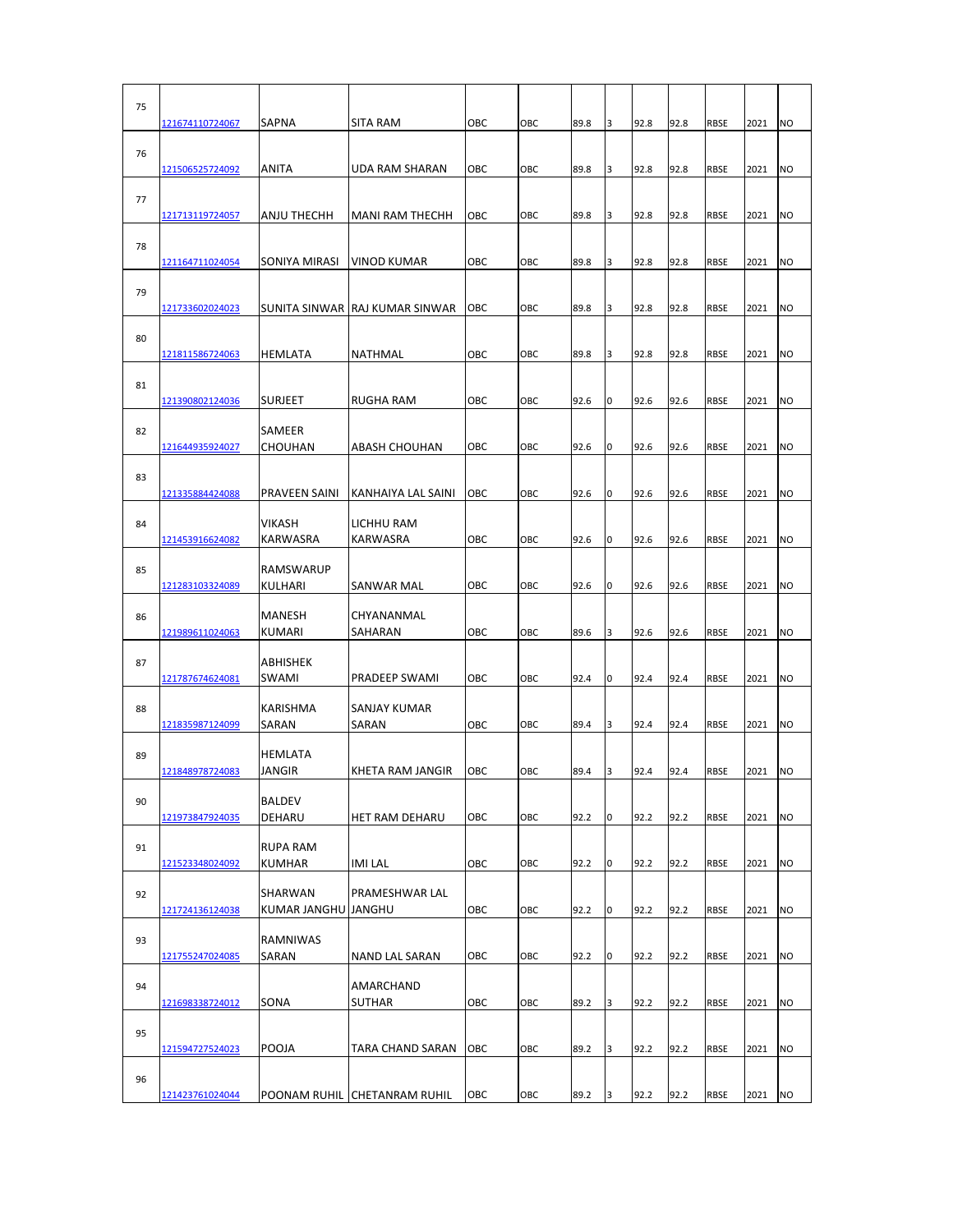| 75 | 121674110724067 | SAPNA | SITA RAM | OBC | OBC | 89.8 | 3 | 92.8 | 92.8 | RBSE | 2021 | NO |
|---|---|---|---|---|---|---|---|---|---|---|---|---|
| 76 | 121506525724092 | ANITA | UDA RAM SHARAN | OBC | OBC | 89.8 | 3 | 92.8 | 92.8 | RBSE | 2021 | NO |
| 77 | 121713119724057 | ANJU THECHH | MANI RAM THECHH | OBC | OBC | 89.8 | 3 | 92.8 | 92.8 | RBSE | 2021 | NO |
| 78 | 121164711024054 | SONIYA MIRASI | VINOD KUMAR | OBC | OBC | 89.8 | 3 | 92.8 | 92.8 | RBSE | 2021 | NO |
| 79 | 121733602024023 | SUNITA SINWAR | RAJ KUMAR SINWAR | OBC | OBC | 89.8 | 3 | 92.8 | 92.8 | RBSE | 2021 | NO |
| 80 | 121811586724063 | HEMLATA | NATHMAL | OBC | OBC | 89.8 | 3 | 92.8 | 92.8 | RBSE | 2021 | NO |
| 81 | 121390802124036 | SURJEET | RUGHA RAM | OBC | OBC | 92.6 | 0 | 92.6 | 92.6 | RBSE | 2021 | NO |
| 82 | 121644935924027 | SAMEER CHOUHAN | ABASH CHOUHAN | OBC | OBC | 92.6 | 0 | 92.6 | 92.6 | RBSE | 2021 | NO |
| 83 | 121335884424088 | PRAVEEN SAINI | KANHAIYA LAL SAINI | OBC | OBC | 92.6 | 0 | 92.6 | 92.6 | RBSE | 2021 | NO |
| 84 | 121453916624082 | VIKASH KARWASRA | LICHHU RAM KARWASRA | OBC | OBC | 92.6 | 0 | 92.6 | 92.6 | RBSE | 2021 | NO |
| 85 | 121283103324089 | RAMSWARUP KULHARI | SANWAR MAL | OBC | OBC | 92.6 | 0 | 92.6 | 92.6 | RBSE | 2021 | NO |
| 86 | 121989611024063 | MANESH KUMARI | CHYANANMAL SAHARAN | OBC | OBC | 89.6 | 3 | 92.6 | 92.6 | RBSE | 2021 | NO |
| 87 | 121787674624081 | ABHISHEK SWAMI | PRADEEP SWAMI | OBC | OBC | 92.4 | 0 | 92.4 | 92.4 | RBSE | 2021 | NO |
| 88 | 121835987124099 | KARISHMA SARAN | SANJAY KUMAR SARAN | OBC | OBC | 89.4 | 3 | 92.4 | 92.4 | RBSE | 2021 | NO |
| 89 | 121848978724083 | HEMLATA JANGIR | KHETA RAM JANGIR | OBC | OBC | 89.4 | 3 | 92.4 | 92.4 | RBSE | 2021 | NO |
| 90 | 121973847924035 | BALDEV DEHARU | HET RAM DEHARU | OBC | OBC | 92.2 | 0 | 92.2 | 92.2 | RBSE | 2021 | NO |
| 91 | 121523348024092 | RUPA RAM KUMHAR | IMI LAL | OBC | OBC | 92.2 | 0 | 92.2 | 92.2 | RBSE | 2021 | NO |
| 92 | 121724136124038 | SHARWAN KUMAR JANGHU | PRAMESHWAR LAL JANGHU | OBC | OBC | 92.2 | 0 | 92.2 | 92.2 | RBSE | 2021 | NO |
| 93 | 121755247024085 | RAMNIWAS SARAN | NAND LAL SARAN | OBC | OBC | 92.2 | 0 | 92.2 | 92.2 | RBSE | 2021 | NO |
| 94 | 121698338724012 | SONA | AMARCHAND SUTHAR | OBC | OBC | 89.2 | 3 | 92.2 | 92.2 | RBSE | 2021 | NO |
| 95 | 121594727524023 | POOJA | TARA CHAND SARAN | OBC | OBC | 89.2 | 3 | 92.2 | 92.2 | RBSE | 2021 | NO |
| 96 | 121423761024044 | POONAM RUHIL | CHETANRAM RUHIL | OBC | OBC | 89.2 | 3 | 92.2 | 92.2 | RBSE | 2021 | NO |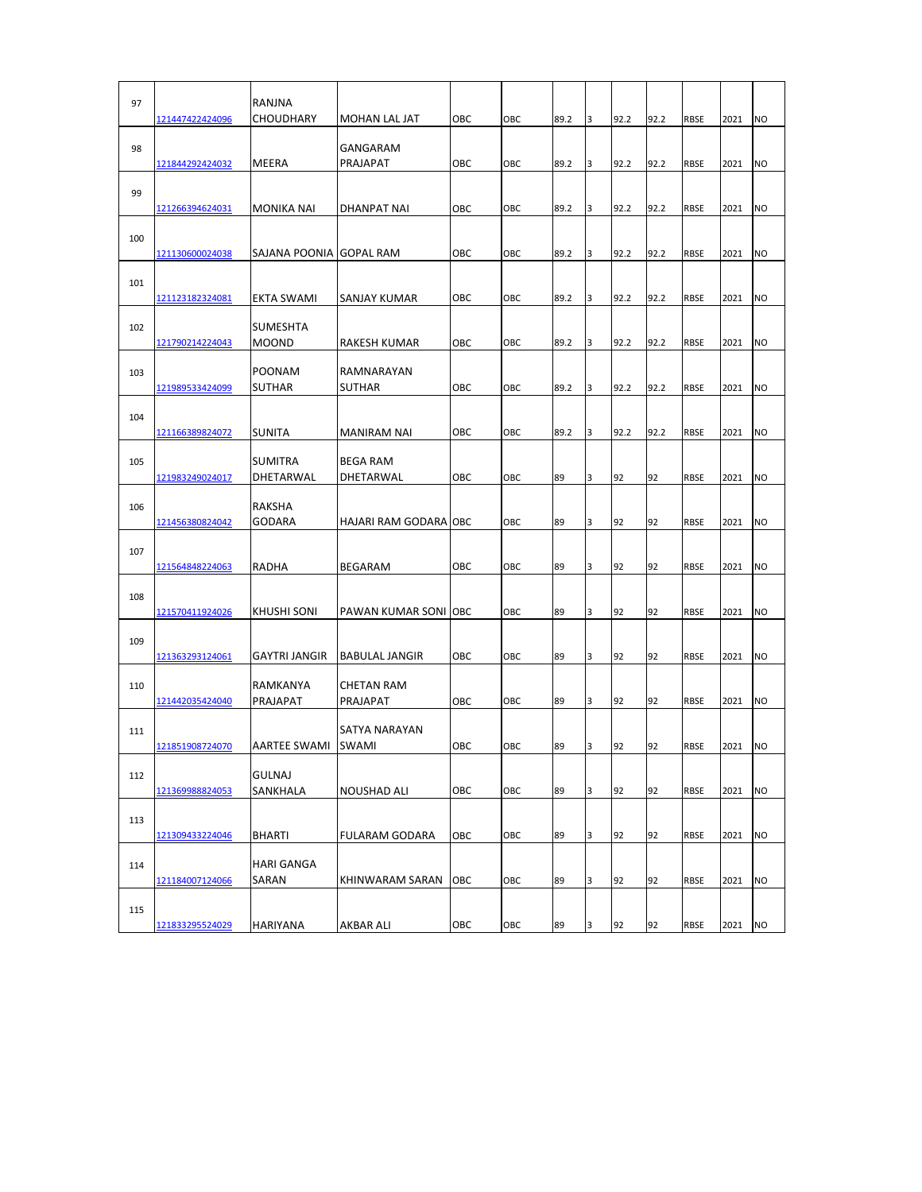| | | | | | | | | | | | | |
|---|---|---|---|---|---|---|---|---|---|---|---|---|
| 97 | 121447422424096 | RANJNA CHOUDHARY | MOHAN LAL JAT | OBC | OBC | 89.2 | 3 | 92.2 | 92.2 | RBSE | 2021 | NO |
| 98 | 121844292424032 | MEERA | GANGARAM PRAJAPAT | OBC | OBC | 89.2 | 3 | 92.2 | 92.2 | RBSE | 2021 | NO |
| 99 | 121266394624031 | MONIKA NAI | DHANPAT NAI | OBC | OBC | 89.2 | 3 | 92.2 | 92.2 | RBSE | 2021 | NO |
| 100 | 121130600024038 | SAJANA POONIA | GOPAL RAM | OBC | OBC | 89.2 | 3 | 92.2 | 92.2 | RBSE | 2021 | NO |
| 101 | 121123182324081 | EKTA SWAMI | SANJAY KUMAR | OBC | OBC | 89.2 | 3 | 92.2 | 92.2 | RBSE | 2021 | NO |
| 102 | 121790214224043 | SUMESHTA MOOND | RAKESH KUMAR | OBC | OBC | 89.2 | 3 | 92.2 | 92.2 | RBSE | 2021 | NO |
| 103 | 121989533424099 | POONAM SUTHAR | RAMNARAYAN SUTHAR | OBC | OBC | 89.2 | 3 | 92.2 | 92.2 | RBSE | 2021 | NO |
| 104 | 121166389824072 | SUNITA | MANIRAM NAI | OBC | OBC | 89.2 | 3 | 92.2 | 92.2 | RBSE | 2021 | NO |
| 105 | 121983249024017 | SUMITRA DHETARWAL | BEGA RAM DHETARWAL | OBC | OBC | 89 | 3 | 92 | 92 | RBSE | 2021 | NO |
| 106 | 121456380824042 | RAKSHA GODARA | HAJARI RAM GODARA | OBC | OBC | 89 | 3 | 92 | 92 | RBSE | 2021 | NO |
| 107 | 121564848224063 | RADHA | BEGARAM | OBC | OBC | 89 | 3 | 92 | 92 | RBSE | 2021 | NO |
| 108 | 121570411924026 | KHUSHI SONI | PAWAN KUMAR SONI | OBC | OBC | 89 | 3 | 92 | 92 | RBSE | 2021 | NO |
| 109 | 121363293124061 | GAYTRI JANGIR | BABULAL JANGIR | OBC | OBC | 89 | 3 | 92 | 92 | RBSE | 2021 | NO |
| 110 | 121442035424040 | RAMKANYA PRAJAPAT | CHETAN RAM PRAJAPAT | OBC | OBC | 89 | 3 | 92 | 92 | RBSE | 2021 | NO |
| 111 | 121851908724070 | AARTEE SWAMI | SATYA NARAYAN SWAMI | OBC | OBC | 89 | 3 | 92 | 92 | RBSE | 2021 | NO |
| 112 | 121369988824053 | GULNAJ SANKHALA | NOUSHAD ALI | OBC | OBC | 89 | 3 | 92 | 92 | RBSE | 2021 | NO |
| 113 | 121309433224046 | BHARTI | FULARAM GODARA | OBC | OBC | 89 | 3 | 92 | 92 | RBSE | 2021 | NO |
| 114 | 121184007124066 | HARI GANGA SARAN | KHINWARAM SARAN | OBC | OBC | 89 | 3 | 92 | 92 | RBSE | 2021 | NO |
| 115 | 121833295524029 | HARIYANA | AKBAR ALI | OBC | OBC | 89 | 3 | 92 | 92 | RBSE | 2021 | NO |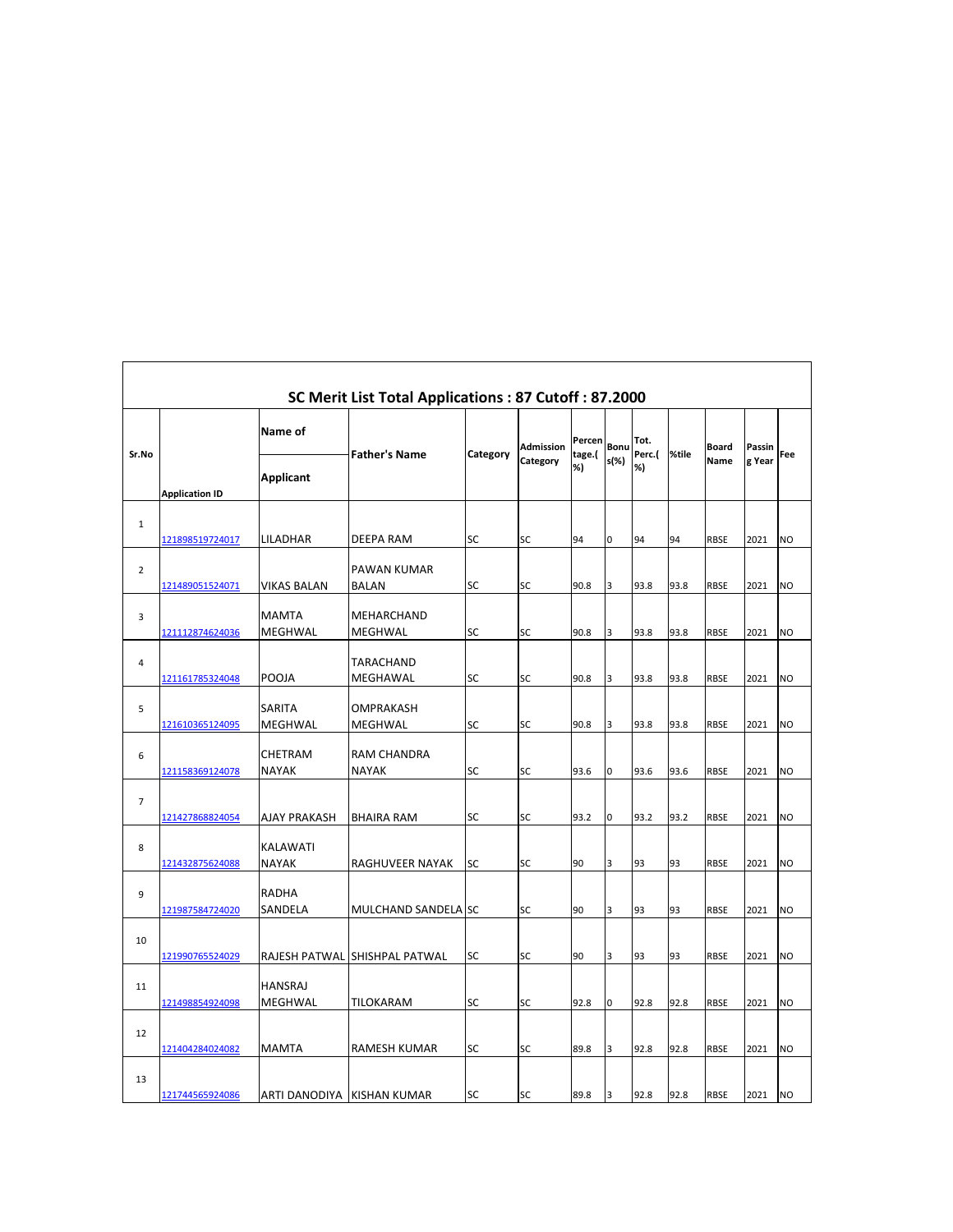## SC Merit List Total Applications : 87 Cutoff : 87.2000

| Sr.No | Application ID | Name of Applicant | Father's Name | Category | Admission Category | Percentage.(%) | Bonus(%) | Tot. Perc.(%) | %tile | Board Name | Passing Year | Fee |
|---|---|---|---|---|---|---|---|---|---|---|---|---|
| 1 | 121898519724017 | LILADHAR | DEEPA RAM | SC | SC | 94 | 0 | 94 | 94 | RBSE | 2021 | NO |
| 2 | 121489051524071 | VIKAS BALAN | PAWAN KUMAR BALAN | SC | SC | 90.8 | 3 | 93.8 | 93.8 | RBSE | 2021 | NO |
| 3 | 121112874624036 | MAMTA MEGHWAL | MEHARCHAND MEGHWAL | SC | SC | 90.8 | 3 | 93.8 | 93.8 | RBSE | 2021 | NO |
| 4 | 121161785324048 | POOJA | TARACHAND MEGHAWAL | SC | SC | 90.8 | 3 | 93.8 | 93.8 | RBSE | 2021 | NO |
| 5 | 121610365124095 | SARITA MEGHWAL | OMPRAKASH MEGHWAL | SC | SC | 90.8 | 3 | 93.8 | 93.8 | RBSE | 2021 | NO |
| 6 | 121158369124078 | CHETRAM NAYAK | RAM CHANDRA NAYAK | SC | SC | 93.6 | 0 | 93.6 | 93.6 | RBSE | 2021 | NO |
| 7 | 121427868824054 | AJAY PRAKASH | BHAIRA RAM | SC | SC | 93.2 | 0 | 93.2 | 93.2 | RBSE | 2021 | NO |
| 8 | 121432875624088 | KALAWATI NAYAK | RAGHUVEER NAYAK | SC | SC | 90 | 3 | 93 | 93 | RBSE | 2021 | NO |
| 9 | 121987584724020 | RADHA SANDELA | MULCHAND SANDELA | SC | SC | 90 | 3 | 93 | 93 | RBSE | 2021 | NO |
| 10 | 121990765524029 | RAJESH PATWAL | SHISHPAL PATWAL | SC | SC | 90 | 3 | 93 | 93 | RBSE | 2021 | NO |
| 11 | 121498854924098 | HANSRAJ MEGHWAL | TILOKARAM | SC | SC | 92.8 | 0 | 92.8 | 92.8 | RBSE | 2021 | NO |
| 12 | 121404284024082 | MAMTA | RAMESH KUMAR | SC | SC | 89.8 | 3 | 92.8 | 92.8 | RBSE | 2021 | NO |
| 13 | 121744565924086 | ARTI DANODIYA | KISHAN KUMAR | SC | SC | 89.8 | 3 | 92.8 | 92.8 | RBSE | 2021 | NO |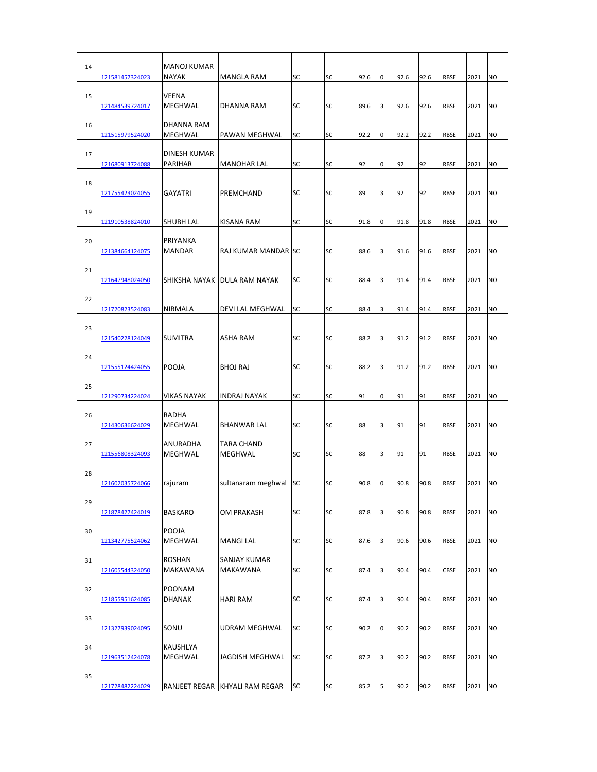| | | | | | | | | | | | | |
|---|---|---|---|---|---|---|---|---|---|---|---|---|
| 14 | 121581457324023 | MANOJ KUMAR NAYAK | MANGLA RAM | SC | SC | 92.6 | 0 | 92.6 | 92.6 | RBSE | 2021 | NO |
| 15 | 121484539724017 | VEENA MEGHWAL | DHANNA RAM | SC | SC | 89.6 | 3 | 92.6 | 92.6 | RBSE | 2021 | NO |
| 16 | 121515979524020 | DHANNA RAM MEGHWAL | PAWAN MEGHWAL | SC | SC | 92.2 | 0 | 92.2 | 92.2 | RBSE | 2021 | NO |
| 17 | 121680913724088 | DINESH KUMAR PARIHAR | MANOHAR LAL | SC | SC | 92 | 0 | 92 | 92 | RBSE | 2021 | NO |
| 18 | 121755423024055 | GAYATRI | PREMCHAND | SC | SC | 89 | 3 | 92 | 92 | RBSE | 2021 | NO |
| 19 | 121910538824010 | SHUBH LAL | KISANA RAM | SC | SC | 91.8 | 0 | 91.8 | 91.8 | RBSE | 2021 | NO |
| 20 | 121384664124075 | PRIYANKA MANDAR | RAJ KUMAR MANDAR | SC | SC | 88.6 | 3 | 91.6 | 91.6 | RBSE | 2021 | NO |
| 21 | 121647948024050 | SHIKSHA NAYAK | DULA RAM NAYAK | SC | SC | 88.4 | 3 | 91.4 | 91.4 | RBSE | 2021 | NO |
| 22 | 121720823524083 | NIRMALA | DEVI LAL MEGHWAL | SC | SC | 88.4 | 3 | 91.4 | 91.4 | RBSE | 2021 | NO |
| 23 | 121540228124049 | SUMITRA | ASHA RAM | SC | SC | 88.2 | 3 | 91.2 | 91.2 | RBSE | 2021 | NO |
| 24 | 121555124424055 | POOJA | BHOJ RAJ | SC | SC | 88.2 | 3 | 91.2 | 91.2 | RBSE | 2021 | NO |
| 25 | 121290734224024 | VIKAS NAYAK | INDRAJ NAYAK | SC | SC | 91 | 0 | 91 | 91 | RBSE | 2021 | NO |
| 26 | 121430636624029 | RADHA MEGHWAL | BHANWAR LAL | SC | SC | 88 | 3 | 91 | 91 | RBSE | 2021 | NO |
| 27 | 121556808324093 | ANURADHA MEGHWAL | TARA CHAND MEGHWAL | SC | SC | 88 | 3 | 91 | 91 | RBSE | 2021 | NO |
| 28 | 121602035724066 | rajuram | sultanaram meghwal | SC | SC | 90.8 | 0 | 90.8 | 90.8 | RBSE | 2021 | NO |
| 29 | 121878427424019 | BASKARO | OM PRAKASH | SC | SC | 87.8 | 3 | 90.8 | 90.8 | RBSE | 2021 | NO |
| 30 | 121342775524062 | POOJA MEGHWAL | MANGI LAL | SC | SC | 87.6 | 3 | 90.6 | 90.6 | RBSE | 2021 | NO |
| 31 | 121605544324050 | ROSHAN MAKAWANA | SANJAY KUMAR MAKAWANA | SC | SC | 87.4 | 3 | 90.4 | 90.4 | CBSE | 2021 | NO |
| 32 | 121855951624085 | POONAM DHANAK | HARI RAM | SC | SC | 87.4 | 3 | 90.4 | 90.4 | RBSE | 2021 | NO |
| 33 | 121327939024095 | SONU | UDRAM MEGHWAL | SC | SC | 90.2 | 0 | 90.2 | 90.2 | RBSE | 2021 | NO |
| 34 | 121963512424078 | KAUSHLYA MEGHWAL | JAGDISH MEGHWAL | SC | SC | 87.2 | 3 | 90.2 | 90.2 | RBSE | 2021 | NO |
| 35 | 121728482224029 | RANJEET REGAR | KHYALI RAM REGAR | SC | SC | 85.2 | 5 | 90.2 | 90.2 | RBSE | 2021 | NO |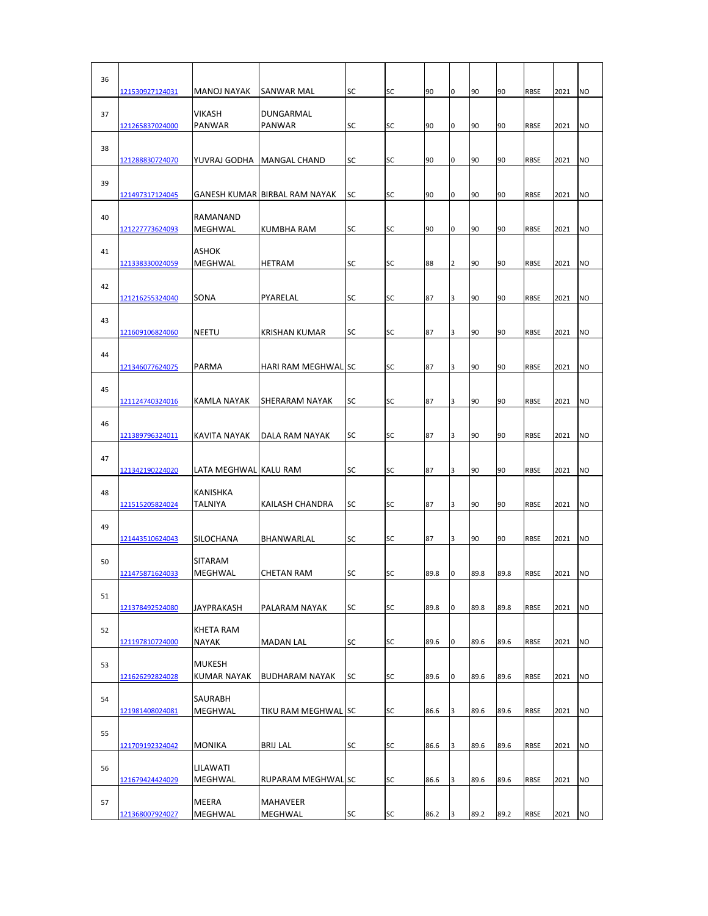| | | | | | | | | | | | | |
|---|---|---|---|---|---|---|---|---|---|---|---|---|
| 36 | 121530927124031 | MANOJ NAYAK | SANWAR MAL | SC | SC | 90 | 0 | 90 | 90 | RBSE | 2021 | NO |
| 37 | 121265837024000 | VIKASH PANWAR | DUNGARMAL PANWAR | SC | SC | 90 | 0 | 90 | 90 | RBSE | 2021 | NO |
| 38 | 121288830724070 | YUVRAJ GODHA | MANGAL CHAND | SC | SC | 90 | 0 | 90 | 90 | RBSE | 2021 | NO |
| 39 | 121497317124045 | GANESH KUMAR | BIRBAL RAM NAYAK | SC | SC | 90 | 0 | 90 | 90 | RBSE | 2021 | NO |
| 40 | 121227773624093 | RAMANAND MEGHWAL | KUMBHA RAM | SC | SC | 90 | 0 | 90 | 90 | RBSE | 2021 | NO |
| 41 | 121338330024059 | ASHOK MEGHWAL | HETRAM | SC | SC | 88 | 2 | 90 | 90 | RBSE | 2021 | NO |
| 42 | 121216255324040 | SONA | PYARELAL | SC | SC | 87 | 3 | 90 | 90 | RBSE | 2021 | NO |
| 43 | 121609106824060 | NEETU | KRISHAN KUMAR | SC | SC | 87 | 3 | 90 | 90 | RBSE | 2021 | NO |
| 44 | 121346077624075 | PARMA | HARI RAM MEGHWAL | SC | SC | 87 | 3 | 90 | 90 | RBSE | 2021 | NO |
| 45 | 121124740324016 | KAMLA NAYAK | SHERARAM NAYAK | SC | SC | 87 | 3 | 90 | 90 | RBSE | 2021 | NO |
| 46 | 121389796324011 | KAVITA NAYAK | DALA RAM NAYAK | SC | SC | 87 | 3 | 90 | 90 | RBSE | 2021 | NO |
| 47 | 121342190224020 | LATA MEGHWAL | KALU RAM | SC | SC | 87 | 3 | 90 | 90 | RBSE | 2021 | NO |
| 48 | 121515205824024 | KANISHKA TALNIYA | KAILASH CHANDRA | SC | SC | 87 | 3 | 90 | 90 | RBSE | 2021 | NO |
| 49 | 121443510624043 | SILOCHANA | BHANWARLAL | SC | SC | 87 | 3 | 90 | 90 | RBSE | 2021 | NO |
| 50 | 121475871624033 | SITARAM MEGHWAL | CHETAN RAM | SC | SC | 89.8 | 0 | 89.8 | 89.8 | RBSE | 2021 | NO |
| 51 | 121378492524080 | JAYPRAKASH | PALARAM NAYAK | SC | SC | 89.8 | 0 | 89.8 | 89.8 | RBSE | 2021 | NO |
| 52 | 121197810724000 | KHETA RAM NAYAK | MADAN LAL | SC | SC | 89.6 | 0 | 89.6 | 89.6 | RBSE | 2021 | NO |
| 53 | 121626292824028 | MUKESH KUMAR NAYAK | BUDHARAM NAYAK | SC | SC | 89.6 | 0 | 89.6 | 89.6 | RBSE | 2021 | NO |
| 54 | 121981408024081 | SAURABH MEGHWAL | TIKU RAM MEGHWAL | SC | SC | 86.6 | 3 | 89.6 | 89.6 | RBSE | 2021 | NO |
| 55 | 121709192324042 | MONIKA | BRIJ LAL | SC | SC | 86.6 | 3 | 89.6 | 89.6 | RBSE | 2021 | NO |
| 56 | 121679424424029 | LILAWATI MEGHWAL | RUPARAM MEGHWAL | SC | SC | 86.6 | 3 | 89.6 | 89.6 | RBSE | 2021 | NO |
| 57 | 121368007924027 | MEERA MEGHWAL | MAHAVEER MEGHWAL | SC | SC | 86.2 | 3 | 89.2 | 89.2 | RBSE | 2021 | NO |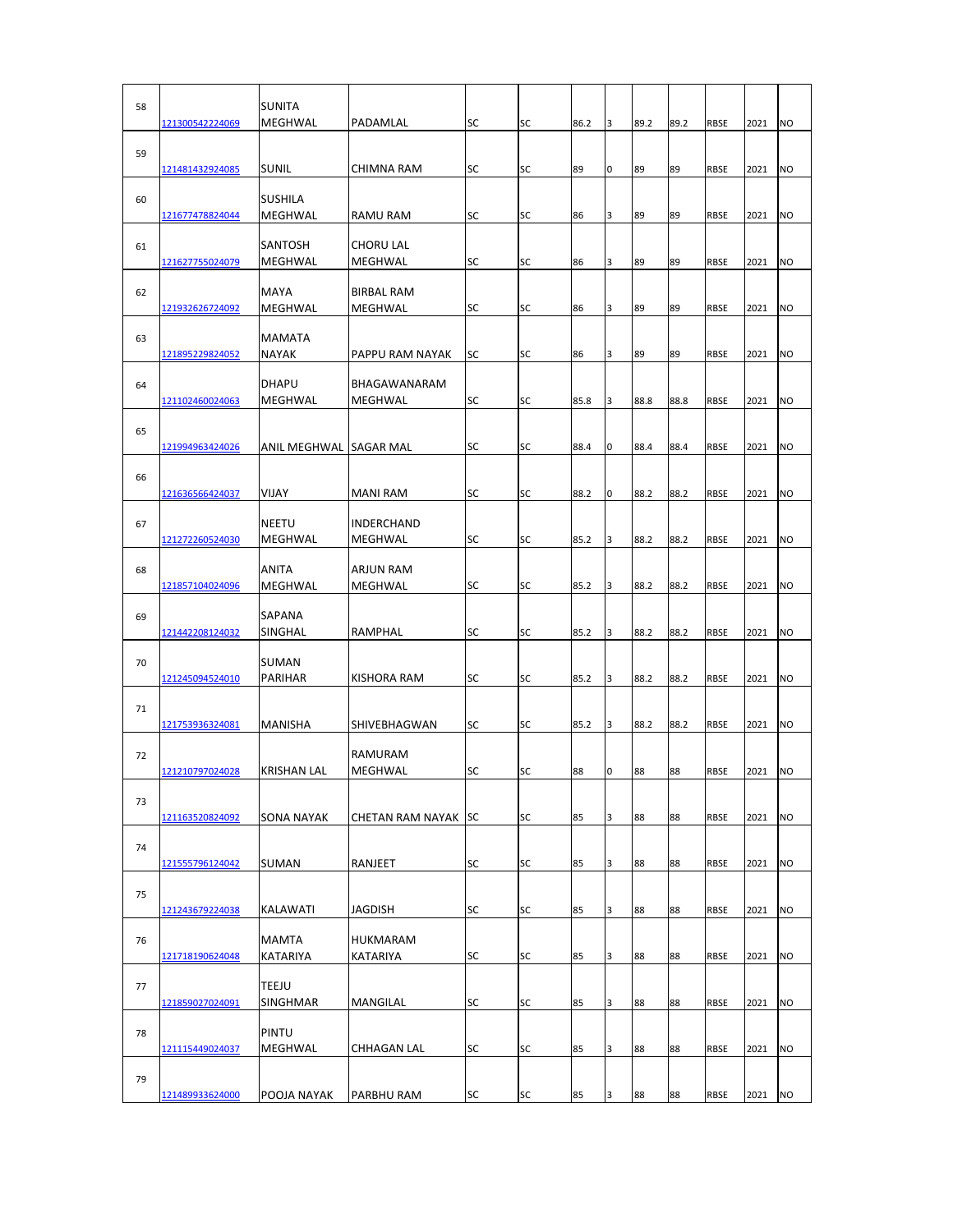| 58 | 121300542224069 | SUNITA MEGHWAL | PADAMLAL | SC | SC | 86.2 | 3 | 89.2 | 89.2 | RBSE | 2021 | NO |
|---|---|---|---|---|---|---|---|---|---|---|---|---|
| 59 | 121481432924085 | SUNIL | CHIMNA RAM | SC | SC | 89 | 0 | 89 | 89 | RBSE | 2021 | NO |
| 60 | 121677478824044 | SUSHILA MEGHWAL | RAMU RAM | SC | SC | 86 | 3 | 89 | 89 | RBSE | 2021 | NO |
| 61 | 121627755024079 | SANTOSH MEGHWAL | CHORU LAL MEGHWAL | SC | SC | 86 | 3 | 89 | 89 | RBSE | 2021 | NO |
| 62 | 121932626724092 | MAYA MEGHWAL | BIRBAL RAM MEGHWAL | SC | SC | 86 | 3 | 89 | 89 | RBSE | 2021 | NO |
| 63 | 121895229824052 | MAMATA NAYAK | PAPPU RAM NAYAK | SC | SC | 86 | 3 | 89 | 89 | RBSE | 2021 | NO |
| 64 | 121102460024063 | DHAPU MEGHWAL | BHAGAWANARAM MEGHWAL | SC | SC | 85.8 | 3 | 88.8 | 88.8 | RBSE | 2021 | NO |
| 65 | 121994963424026 | ANIL MEGHWAL | SAGAR MAL | SC | SC | 88.4 | 0 | 88.4 | 88.4 | RBSE | 2021 | NO |
| 66 | 121636566424037 | VIJAY | MANI RAM | SC | SC | 88.2 | 0 | 88.2 | 88.2 | RBSE | 2021 | NO |
| 67 | 121272260524030 | NEETU MEGHWAL | INDERCHAND MEGHWAL | SC | SC | 85.2 | 3 | 88.2 | 88.2 | RBSE | 2021 | NO |
| 68 | 121857104024096 | ANITA MEGHWAL | ARJUN RAM MEGHWAL | SC | SC | 85.2 | 3 | 88.2 | 88.2 | RBSE | 2021 | NO |
| 69 | 121442208124032 | SAPANA SINGHAL | RAMPHAL | SC | SC | 85.2 | 3 | 88.2 | 88.2 | RBSE | 2021 | NO |
| 70 | 121245094524010 | SUMAN PARIHAR | KISHORA RAM | SC | SC | 85.2 | 3 | 88.2 | 88.2 | RBSE | 2021 | NO |
| 71 | 121753936324081 | MANISHA | SHIVEBHAGWAN | SC | SC | 85.2 | 3 | 88.2 | 88.2 | RBSE | 2021 | NO |
| 72 | 121210797024028 | KRISHAN LAL | RAMURAM MEGHWAL | SC | SC | 88 | 0 | 88 | 88 | RBSE | 2021 | NO |
| 73 | 121163520824092 | SONA NAYAK | CHETAN RAM NAYAK | SC | SC | 85 | 3 | 88 | 88 | RBSE | 2021 | NO |
| 74 | 121555796124042 | SUMAN | RANJEET | SC | SC | 85 | 3 | 88 | 88 | RBSE | 2021 | NO |
| 75 | 121243679224038 | KALAWATI | JAGDISH | SC | SC | 85 | 3 | 88 | 88 | RBSE | 2021 | NO |
| 76 | 121718190624048 | MAMTA KATARIYA | HUKMARAM KATARIYA | SC | SC | 85 | 3 | 88 | 88 | RBSE | 2021 | NO |
| 77 | 121859027024091 | TEEJU SINGHMAR | MANGILAL | SC | SC | 85 | 3 | 88 | 88 | RBSE | 2021 | NO |
| 78 | 121115449024037 | PINTU MEGHWAL | CHHAGAN LAL | SC | SC | 85 | 3 | 88 | 88 | RBSE | 2021 | NO |
| 79 | 121489933624000 | POOJA NAYAK | PARBHU RAM | SC | SC | 85 | 3 | 88 | 88 | RBSE | 2021 | NO |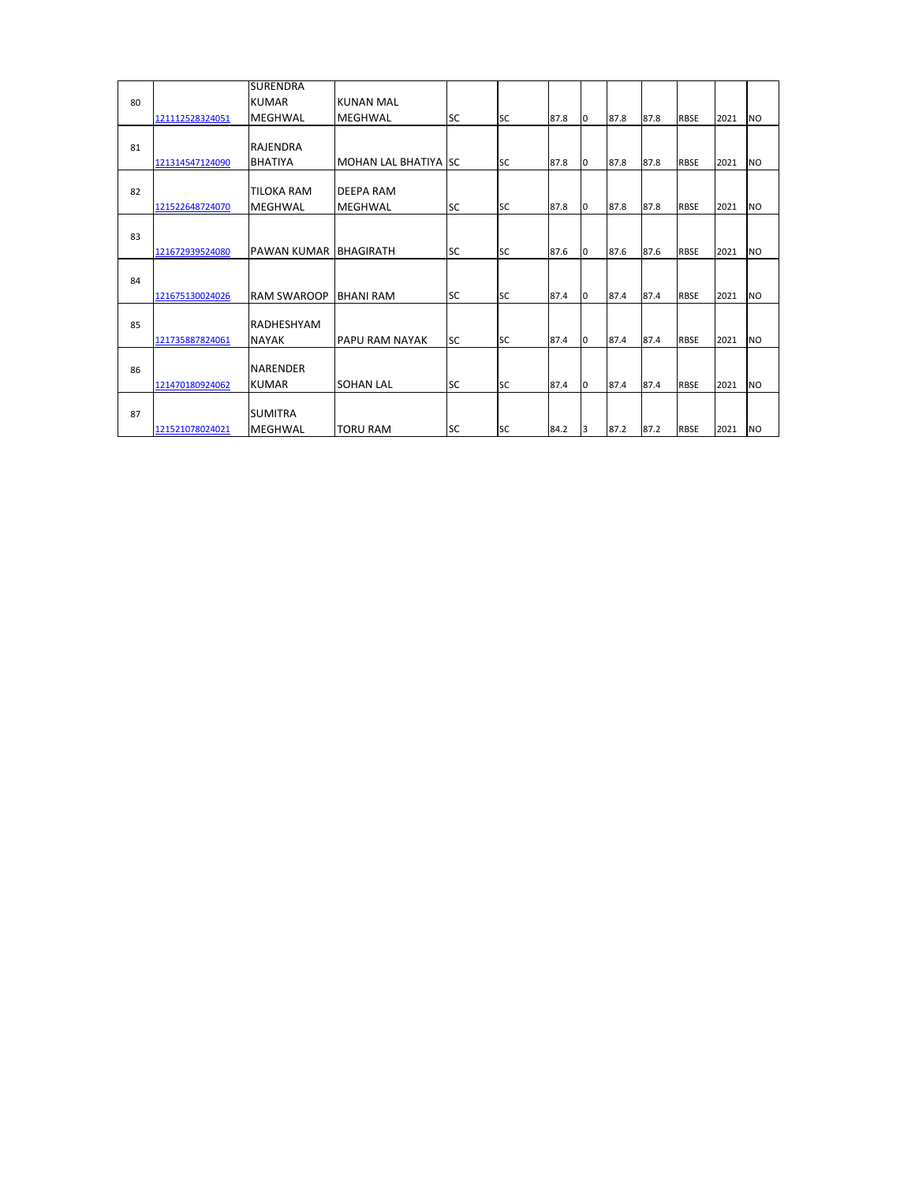| 80 | 121112528324051 | SURENDRA KUMAR MEGHWAL | KUNAN MAL MEGHWAL | SC | SC | 87.8 | 0 | 87.8 | 87.8 | RBSE | 2021 | NO |
|---|---|---|---|---|---|---|---|---|---|---|---|---|
| 81 | 121314547124090 | RAJENDRA BHATIYA | MOHAN LAL BHATIYA | SC | SC | 87.8 | 0 | 87.8 | 87.8 | RBSE | 2021 | NO |
| 82 | 121522648724070 | TILOKA RAM MEGHWAL | DEEPA RAM MEGHWAL | SC | SC | 87.8 | 0 | 87.8 | 87.8 | RBSE | 2021 | NO |
| 83 | 121672939524080 | PAWAN KUMAR | BHAGIRATH | SC | SC | 87.6 | 0 | 87.6 | 87.6 | RBSE | 2021 | NO |
| 84 | 121675130024026 | RAM SWAROOP | BHANI RAM | SC | SC | 87.4 | 0 | 87.4 | 87.4 | RBSE | 2021 | NO |
| 85 | 121735887824061 | RADHESHYAM NAYAK | PAPU RAM NAYAK | SC | SC | 87.4 | 0 | 87.4 | 87.4 | RBSE | 2021 | NO |
| 86 | 121470180924062 | NARENDER KUMAR | SOHAN LAL | SC | SC | 87.4 | 0 | 87.4 | 87.4 | RBSE | 2021 | NO |
| 87 | 121521078024021 | SUMITRA MEGHWAL | TORU RAM | SC | SC | 84.2 | 3 | 87.2 | 87.2 | RBSE | 2021 | NO |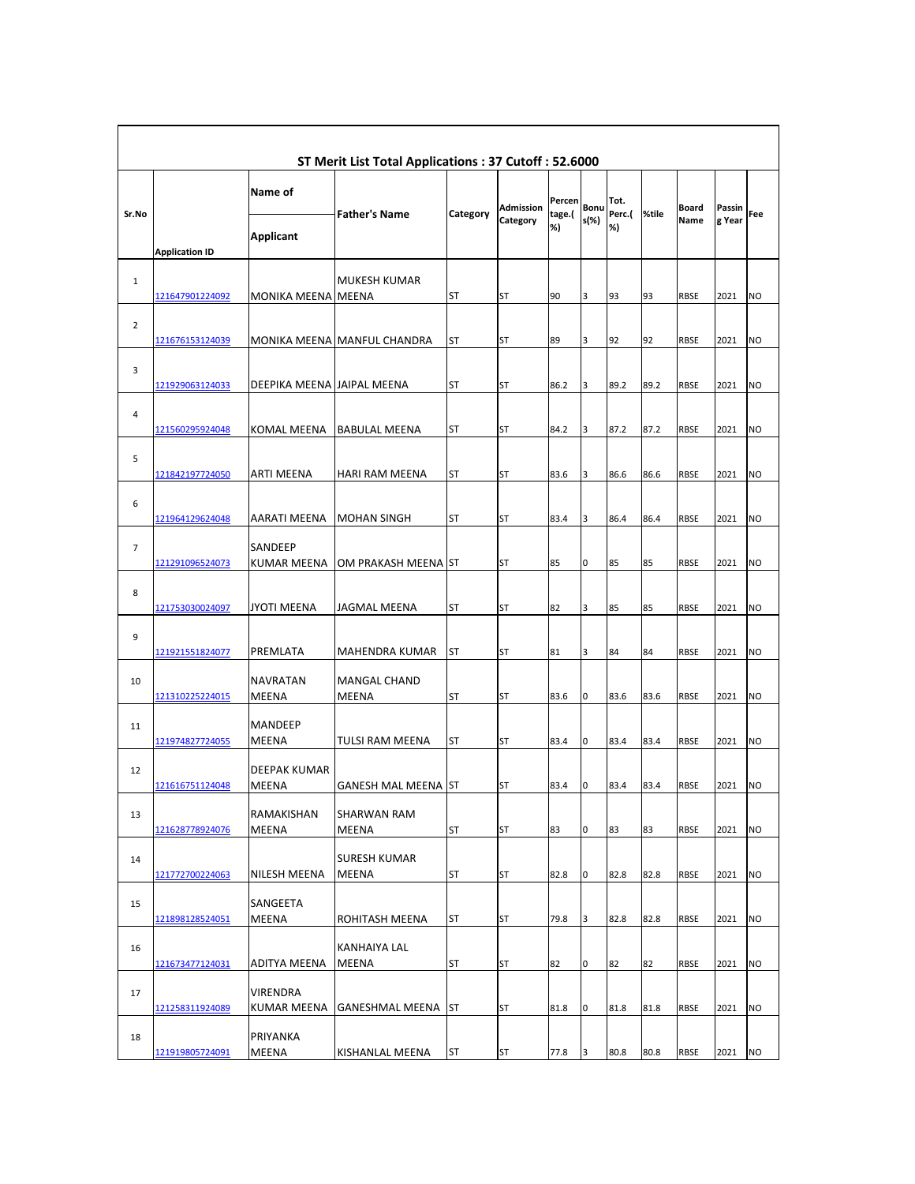| ST Merit List Total Applications : 37 Cutoff : 52.6000 | | | | | | | | | | | | |
|---|---|---|---|---|---|---|---|---|---|---|---|---|
| Sr.No | Application ID | Name of Applicant | Father's Name | Category | Admission Category | Percentage.(%) | Bonus(%) | Tot. Perc.(%) | %tile | Board Name | Passing Year | Fee |
| 1 | 121647901224092 | MONIKA MEENA | MUKESH KUMAR MEENA | ST | ST | 90 | 3 | 93 | 93 | RBSE | 2021 | NO |
| 2 | 121676153124039 | MONIKA MEENA | MANFUL CHANDRA | ST | ST | 89 | 3 | 92 | 92 | RBSE | 2021 | NO |
| 3 | 121929063124033 | DEEPIKA MEENA | JAIPAL MEENA | ST | ST | 86.2 | 3 | 89.2 | 89.2 | RBSE | 2021 | NO |
| 4 | 121560295924048 | KOMAL MEENA | BABULAL MEENA | ST | ST | 84.2 | 3 | 87.2 | 87.2 | RBSE | 2021 | NO |
| 5 | 121842197724050 | ARTI MEENA | HARI RAM MEENA | ST | ST | 83.6 | 3 | 86.6 | 86.6 | RBSE | 2021 | NO |
| 6 | 121964129624048 | AARATI MEENA | MOHAN SINGH | ST | ST | 83.4 | 3 | 86.4 | 86.4 | RBSE | 2021 | NO |
| 7 | 121291096524073 | SANDEEP KUMAR MEENA | OM PRAKASH MEENA | ST | ST | 85 | 0 | 85 | 85 | RBSE | 2021 | NO |
| 8 | 121753030024097 | JYOTI MEENA | JAGMAL MEENA | ST | ST | 82 | 3 | 85 | 85 | RBSE | 2021 | NO |
| 9 | 121921551824077 | PREMLATA | MAHENDRA KUMAR | ST | ST | 81 | 3 | 84 | 84 | RBSE | 2021 | NO |
| 10 | 121310225224015 | NAVRATAN MEENA | MANGAL CHAND MEENA | ST | ST | 83.6 | 0 | 83.6 | 83.6 | RBSE | 2021 | NO |
| 11 | 121974827724055 | MANDEEP MEENA | TULSI RAM MEENA | ST | ST | 83.4 | 0 | 83.4 | 83.4 | RBSE | 2021 | NO |
| 12 | 121616751124048 | DEEPAK KUMAR MEENA | GANESH MAL MEENA | ST | ST | 83.4 | 0 | 83.4 | 83.4 | RBSE | 2021 | NO |
| 13 | 121628778924076 | RAMAKISHAN MEENA | SHARWAN RAM MEENA | ST | ST | 83 | 0 | 83 | 83 | RBSE | 2021 | NO |
| 14 | 121772700224063 | NILESH MEENA | SURESH KUMAR MEENA | ST | ST | 82.8 | 0 | 82.8 | 82.8 | RBSE | 2021 | NO |
| 15 | 121898128524051 | SANGEETA MEENA | ROHITASH MEENA | ST | ST | 79.8 | 3 | 82.8 | 82.8 | RBSE | 2021 | NO |
| 16 | 121673477124031 | ADITYA MEENA | KANHAIYA LAL MEENA | ST | ST | 82 | 0 | 82 | 82 | RBSE | 2021 | NO |
| 17 | 121258311924089 | VIRENDRA KUMAR MEENA | GANESHMAL MEENA | ST | ST | 81.8 | 0 | 81.8 | 81.8 | RBSE | 2021 | NO |
| 18 | 121919805724091 | PRIYANKA MEENA | KISHANLAL MEENA | ST | ST | 77.8 | 3 | 80.8 | 80.8 | RBSE | 2021 | NO |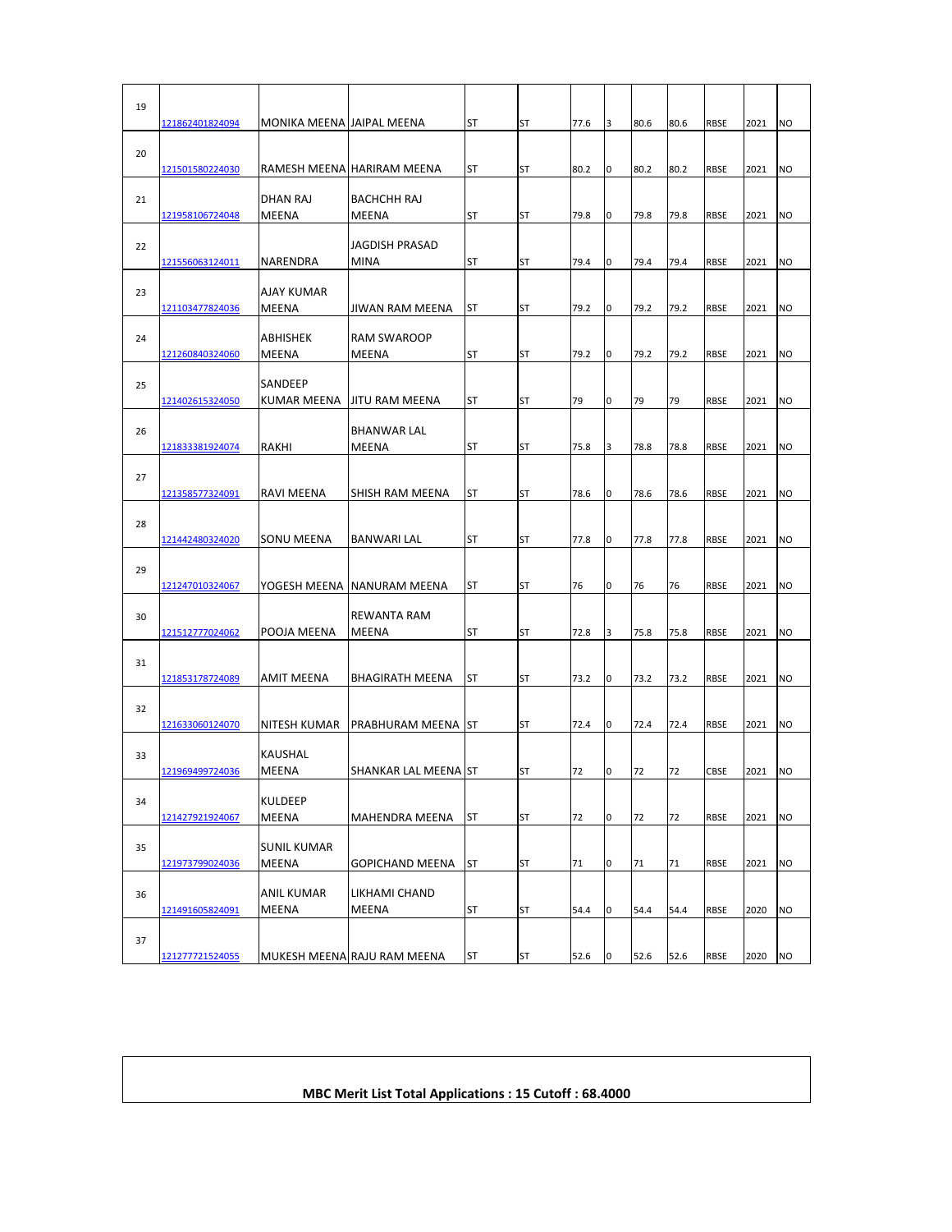| 19 | 121862401824094 | MONIKA MEENA | JAIPAL MEENA | ST | ST | 77.6 | 3 | 80.6 | 80.6 | RBSE | 2021 | NO |
|---|---|---|---|---|---|---|---|---|---|---|---|---|
| 20 | 121501580224030 | RAMESH MEENA | HARIRAM MEENA | ST | ST | 80.2 | 0 | 80.2 | 80.2 | RBSE | 2021 | NO |
| 21 | 121958106724048 | DHAN RAJ MEENA | BACHCHH RAJ MEENA | ST | ST | 79.8 | 0 | 79.8 | 79.8 | RBSE | 2021 | NO |
| 22 | 121556063124011 | NARENDRA | JAGDISH PRASAD MINA | ST | ST | 79.4 | 0 | 79.4 | 79.4 | RBSE | 2021 | NO |
| 23 | 121103477824036 | AJAY KUMAR MEENA | JIWAN RAM MEENA | ST | ST | 79.2 | 0 | 79.2 | 79.2 | RBSE | 2021 | NO |
| 24 | 121260840324060 | ABHISHEK MEENA | RAM SWAROOP MEENA | ST | ST | 79.2 | 0 | 79.2 | 79.2 | RBSE | 2021 | NO |
| 25 | 121402615324050 | SANDEEP KUMAR MEENA | JITU RAM MEENA | ST | ST | 79 | 0 | 79 | 79 | RBSE | 2021 | NO |
| 26 | 121833381924074 | RAKHI | BHANWAR LAL MEENA | ST | ST | 75.8 | 3 | 78.8 | 78.8 | RBSE | 2021 | NO |
| 27 | 121358577324091 | RAVI MEENA | SHISH RAM MEENA | ST | ST | 78.6 | 0 | 78.6 | 78.6 | RBSE | 2021 | NO |
| 28 | 121442480324020 | SONU MEENA | BANWARI LAL | ST | ST | 77.8 | 0 | 77.8 | 77.8 | RBSE | 2021 | NO |
| 29 | 121247010324067 | YOGESH MEENA | NANURAM MEENA | ST | ST | 76 | 0 | 76 | 76 | RBSE | 2021 | NO |
| 30 | 121512777024062 | POOJA MEENA | REWANTA RAM MEENA | ST | ST | 72.8 | 3 | 75.8 | 75.8 | RBSE | 2021 | NO |
| 31 | 121853178724089 | AMIT MEENA | BHAGIRATH MEENA | ST | ST | 73.2 | 0 | 73.2 | 73.2 | RBSE | 2021 | NO |
| 32 | 121633060124070 | NITESH KUMAR | PRABHURAM MEENA | ST | ST | 72.4 | 0 | 72.4 | 72.4 | RBSE | 2021 | NO |
| 33 | 121969499724036 | KAUSHAL MEENA | SHANKAR LAL MEENA | ST | ST | 72 | 0 | 72 | 72 | CBSE | 2021 | NO |
| 34 | 121427921924067 | KULDEEP MEENA | MAHENDRA MEENA | ST | ST | 72 | 0 | 72 | 72 | RBSE | 2021 | NO |
| 35 | 121973799024036 | SUNIL KUMAR MEENA | GOPICHAND MEENA | ST | ST | 71 | 0 | 71 | 71 | RBSE | 2021 | NO |
| 36 | 121491605824091 | ANIL KUMAR MEENA | LIKHAMI CHAND MEENA | ST | ST | 54.4 | 0 | 54.4 | 54.4 | RBSE | 2020 | NO |
| 37 | 121277721524055 | MUKESH MEENA | RAJU RAM MEENA | ST | ST | 52.6 | 0 | 52.6 | 52.6 | RBSE | 2020 | NO |

**MBC Merit List Total Applications : 15 Cutoff : 68.4000**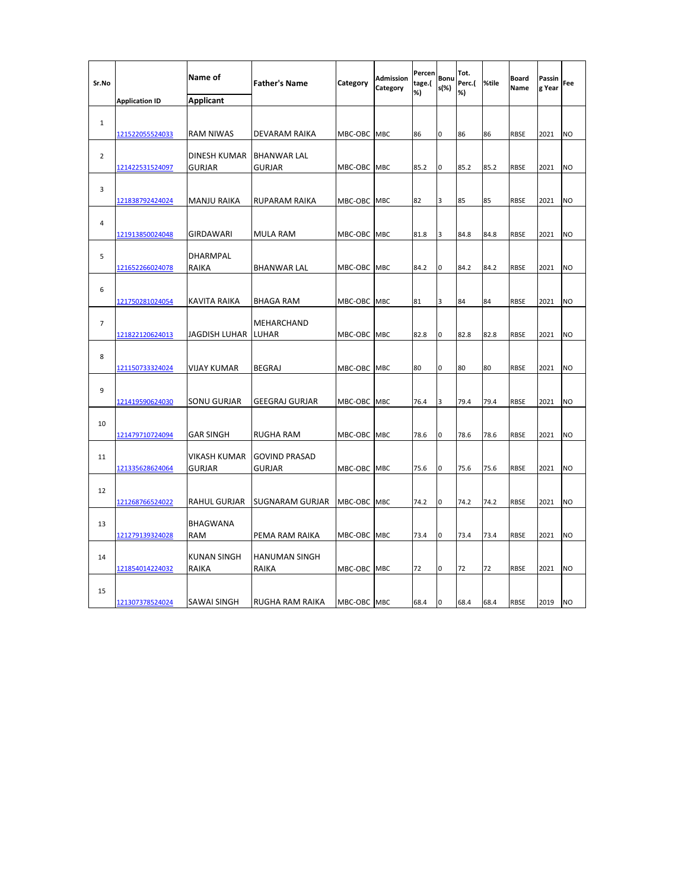| Sr.No | Application ID | Name of Applicant | Father's Name | Category | Admission Category | Percentage.(%) | Bonus(%) | Tot. Perc.(%) | %tile | Board Name | Passing Year | Fee |
|---|---|---|---|---|---|---|---|---|---|---|---|---|
| 1 | 121522055524033 | RAM NIWAS | DEVARAM RAIKA | MBC-OBC | MBC | 86 | 0 | 86 | 86 | RBSE | 2021 | NO |
| 2 | 121422531524097 | DINESH KUMAR GURJAR | BHANWAR LAL GURJAR | MBC-OBC | MBC | 85.2 | 0 | 85.2 | 85.2 | RBSE | 2021 | NO |
| 3 | 121838792424024 | MANJU RAIKA | RUPARAM RAIKA | MBC-OBC | MBC | 82 | 3 | 85 | 85 | RBSE | 2021 | NO |
| 4 | 121913850024048 | GIRDAWARI | MULA RAM | MBC-OBC | MBC | 81.8 | 3 | 84.8 | 84.8 | RBSE | 2021 | NO |
| 5 | 121652266024078 | DHARMPAL RAIKA | BHANWAR LAL | MBC-OBC | MBC | 84.2 | 0 | 84.2 | 84.2 | RBSE | 2021 | NO |
| 6 | 121750281024054 | KAVITA RAIKA | BHAGA RAM | MBC-OBC | MBC | 81 | 3 | 84 | 84 | RBSE | 2021 | NO |
| 7 | 121822120624013 | JAGDISH LUHAR | MEHARCHAND LUHAR | MBC-OBC | MBC | 82.8 | 0 | 82.8 | 82.8 | RBSE | 2021 | NO |
| 8 | 121150733324024 | VIJAY KUMAR | BEGRAJ | MBC-OBC | MBC | 80 | 0 | 80 | 80 | RBSE | 2021 | NO |
| 9 | 121419590624030 | SONU GURJAR | GEEGRAJ GURJAR | MBC-OBC | MBC | 76.4 | 3 | 79.4 | 79.4 | RBSE | 2021 | NO |
| 10 | 121479710724094 | GAR SINGH | RUGHA RAM | MBC-OBC | MBC | 78.6 | 0 | 78.6 | 78.6 | RBSE | 2021 | NO |
| 11 | 121335628624064 | VIKASH KUMAR GURJAR | GOVIND PRASAD GURJAR | MBC-OBC | MBC | 75.6 | 0 | 75.6 | 75.6 | RBSE | 2021 | NO |
| 12 | 121268766524022 | RAHUL GURJAR | SUGNARAM GURJAR | MBC-OBC | MBC | 74.2 | 0 | 74.2 | 74.2 | RBSE | 2021 | NO |
| 13 | 121279139324028 | BHAGWANA RAM | PEMA RAM RAIKA | MBC-OBC | MBC | 73.4 | 0 | 73.4 | 73.4 | RBSE | 2021 | NO |
| 14 | 121854014224032 | KUNAN SINGH RAIKA | HANUMAN SINGH RAIKA | MBC-OBC | MBC | 72 | 0 | 72 | 72 | RBSE | 2021 | NO |
| 15 | 121307378524024 | SAWAI SINGH | RUGHA RAM RAIKA | MBC-OBC | MBC | 68.4 | 0 | 68.4 | 68.4 | RBSE | 2019 | NO |